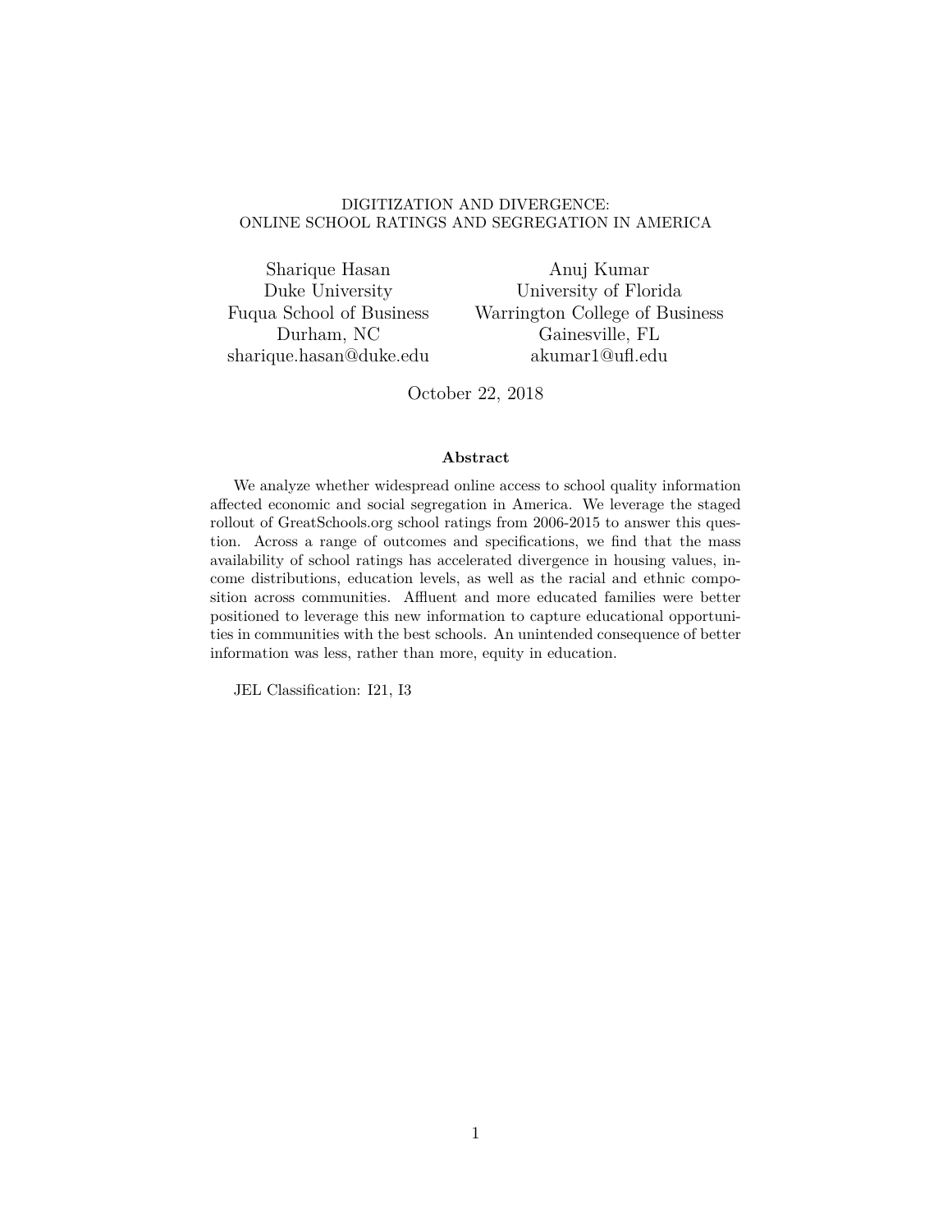# DIGITIZATION AND DIVERGENCE: ONLINE SCHOOL RATINGS AND SEGREGATION IN AMERICA

Sharique Hasan
Duke University
Fuqua School of Business
Durham, NC
sharique.hasan@duke.edu

Anuj Kumar
University of Florida
Warrington College of Business
Gainesville, FL
akumar1@ufl.edu

October 22, 2018

### Abstract

We analyze whether widespread online access to school quality information affected economic and social segregation in America. We leverage the staged rollout of GreatSchools.org school ratings from 2006-2015 to answer this question. Across a range of outcomes and specifications, we find that the mass availability of school ratings has accelerated divergence in housing values, income distributions, education levels, as well as the racial and ethnic composition across communities. Affluent and more educated families were better positioned to leverage this new information to capture educational opportunities in communities with the best schools. An unintended consequence of better information was less, rather than more, equity in education.

JEL Classification: I21, I3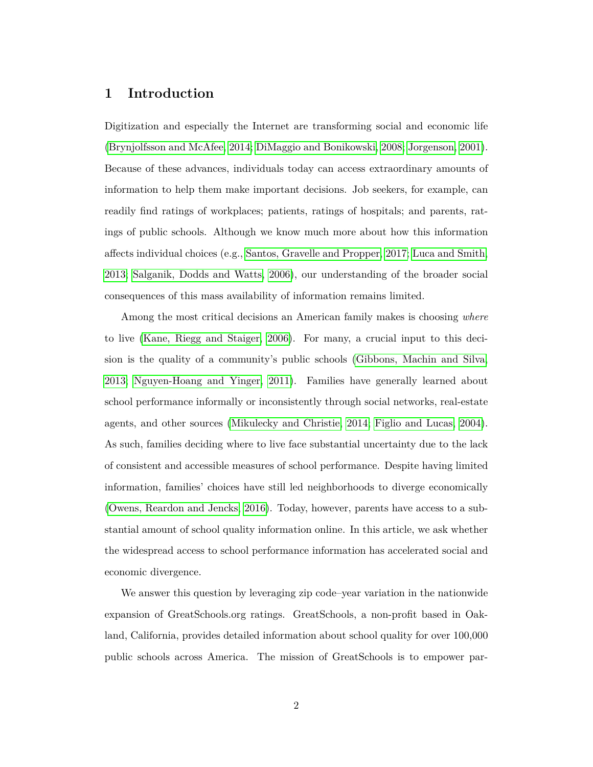# 1 Introduction

Digitization and especially the Internet are transforming social and economic life (Brynjolfsson and McAfee, 2014; DiMaggio and Bonikowski, 2008; Jorgenson, 2001). Because of these advances, individuals today can access extraordinary amounts of information to help them make important decisions. Job seekers, for example, can readily find ratings of workplaces; patients, ratings of hospitals; and parents, ratings of public schools. Although we know much more about how this information affects individual choices (e.g., Santos, Gravelle and Propper, 2017; Luca and Smith, 2013; Salganik, Dodds and Watts, 2006), our understanding of the broader social consequences of this mass availability of information remains limited.

Among the most critical decisions an American family makes is choosing *where* to live (Kane, Riegg and Staiger, 2006). For many, a crucial input to this decision is the quality of a community's public schools (Gibbons, Machin and Silva, 2013; Nguyen-Hoang and Yinger, 2011). Families have generally learned about school performance informally or inconsistently through social networks, real-estate agents, and other sources (Mikulecky and Christie, 2014; Figlio and Lucas, 2004). As such, families deciding where to live face substantial uncertainty due to the lack of consistent and accessible measures of school performance. Despite having limited information, families' choices have still led neighborhoods to diverge economically (Owens, Reardon and Jencks, 2016). Today, however, parents have access to a substantial amount of school quality information online. In this article, we ask whether the widespread access to school performance information has accelerated social and economic divergence.

We answer this question by leveraging zip code–year variation in the nationwide expansion of GreatSchools.org ratings. GreatSchools, a non-profit based in Oakland, California, provides detailed information about school quality for over 100,000 public schools across America. The mission of GreatSchools is to empower par-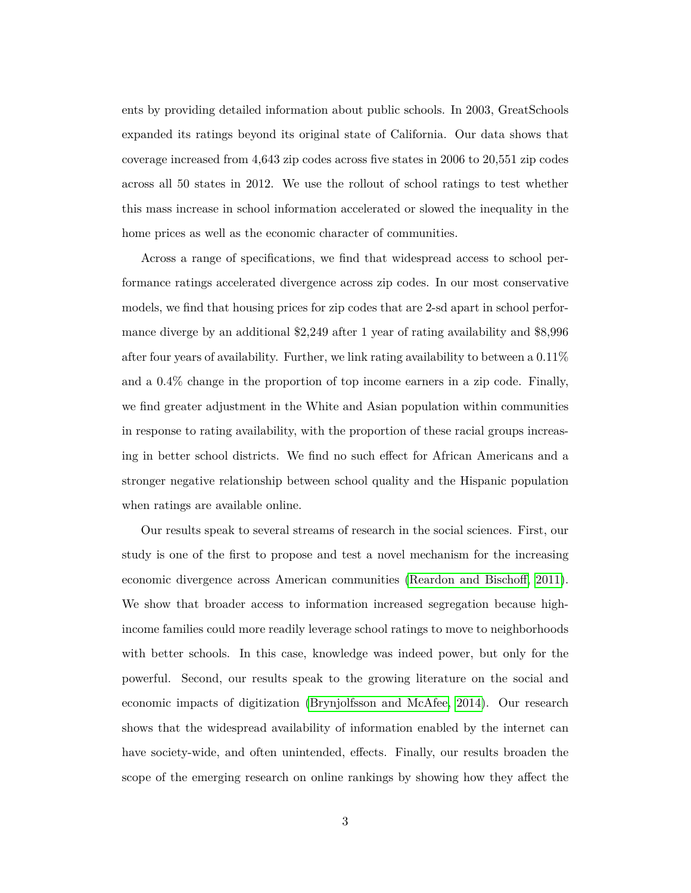ents by providing detailed information about public schools. In 2003, GreatSchools expanded its ratings beyond its original state of California. Our data shows that coverage increased from 4,643 zip codes across five states in 2006 to 20,551 zip codes across all 50 states in 2012. We use the rollout of school ratings to test whether this mass increase in school information accelerated or slowed the inequality in the home prices as well as the economic character of communities.

Across a range of specifications, we find that widespread access to school performance ratings accelerated divergence across zip codes. In our most conservative models, we find that housing prices for zip codes that are 2-sd apart in school performance diverge by an additional \$2,249 after 1 year of rating availability and \$8,996 after four years of availability. Further, we link rating availability to between a 0.11% and a 0.4% change in the proportion of top income earners in a zip code. Finally, we find greater adjustment in the White and Asian population within communities in response to rating availability, with the proportion of these racial groups increasing in better school districts. We find no such effect for African Americans and a stronger negative relationship between school quality and the Hispanic population when ratings are available online.

Our results speak to several streams of research in the social sciences. First, our study is one of the first to propose and test a novel mechanism for the increasing economic divergence across American communities (Reardon and Bischoff, 2011). We show that broader access to information increased segregation because high-income families could more readily leverage school ratings to move to neighborhoods with better schools. In this case, knowledge was indeed power, but only for the powerful. Second, our results speak to the growing literature on the social and economic impacts of digitization (Brynjolfsson and McAfee, 2014). Our research shows that the widespread availability of information enabled by the internet can have society-wide, and often unintended, effects. Finally, our results broaden the scope of the emerging research on online rankings by showing how they affect the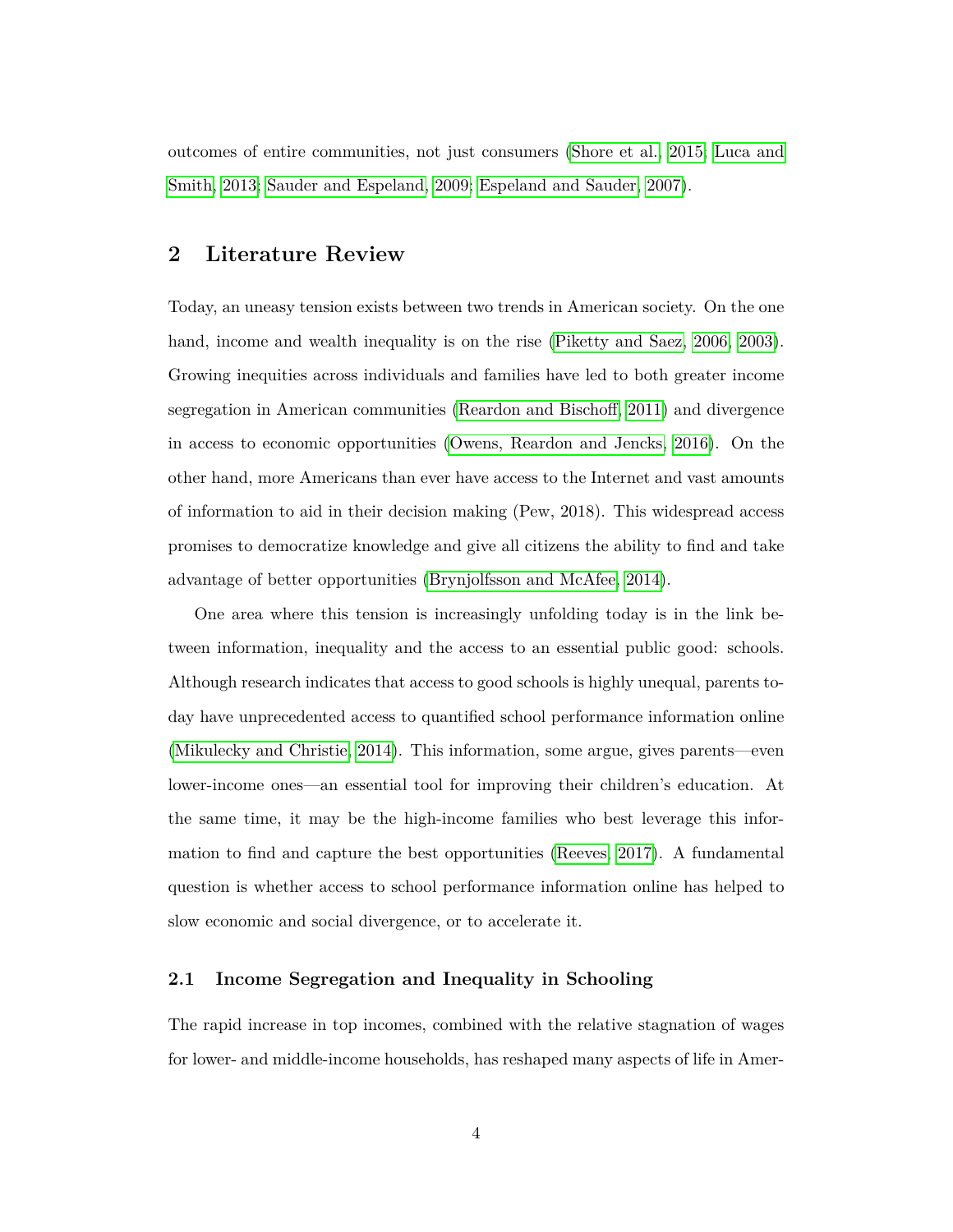outcomes of entire communities, not just consumers (Shore et al., 2015; Luca and Smith, 2013; Sauder and Espeland, 2009; Espeland and Sauder, 2007).

## 2 Literature Review

Today, an uneasy tension exists between two trends in American society. On the one hand, income and wealth inequality is on the rise (Piketty and Saez, 2006, 2003). Growing inequities across individuals and families have led to both greater income segregation in American communities (Reardon and Bischoff, 2011) and divergence in access to economic opportunities (Owens, Reardon and Jencks, 2016). On the other hand, more Americans than ever have access to the Internet and vast amounts of information to aid in their decision making (Pew, 2018). This widespread access promises to democratize knowledge and give all citizens the ability to find and take advantage of better opportunities (Brynjolfsson and McAfee, 2014).

One area where this tension is increasingly unfolding today is in the link between information, inequality and the access to an essential public good: schools. Although research indicates that access to good schools is highly unequal, parents today have unprecedented access to quantified school performance information online (Mikulecky and Christie, 2014). This information, some argue, gives parents—even lower-income ones—an essential tool for improving their children's education. At the same time, it may be the high-income families who best leverage this information to find and capture the best opportunities (Reeves, 2017). A fundamental question is whether access to school performance information online has helped to slow economic and social divergence, or to accelerate it.

### 2.1 Income Segregation and Inequality in Schooling

The rapid increase in top incomes, combined with the relative stagnation of wages for lower- and middle-income households, has reshaped many aspects of life in Amer-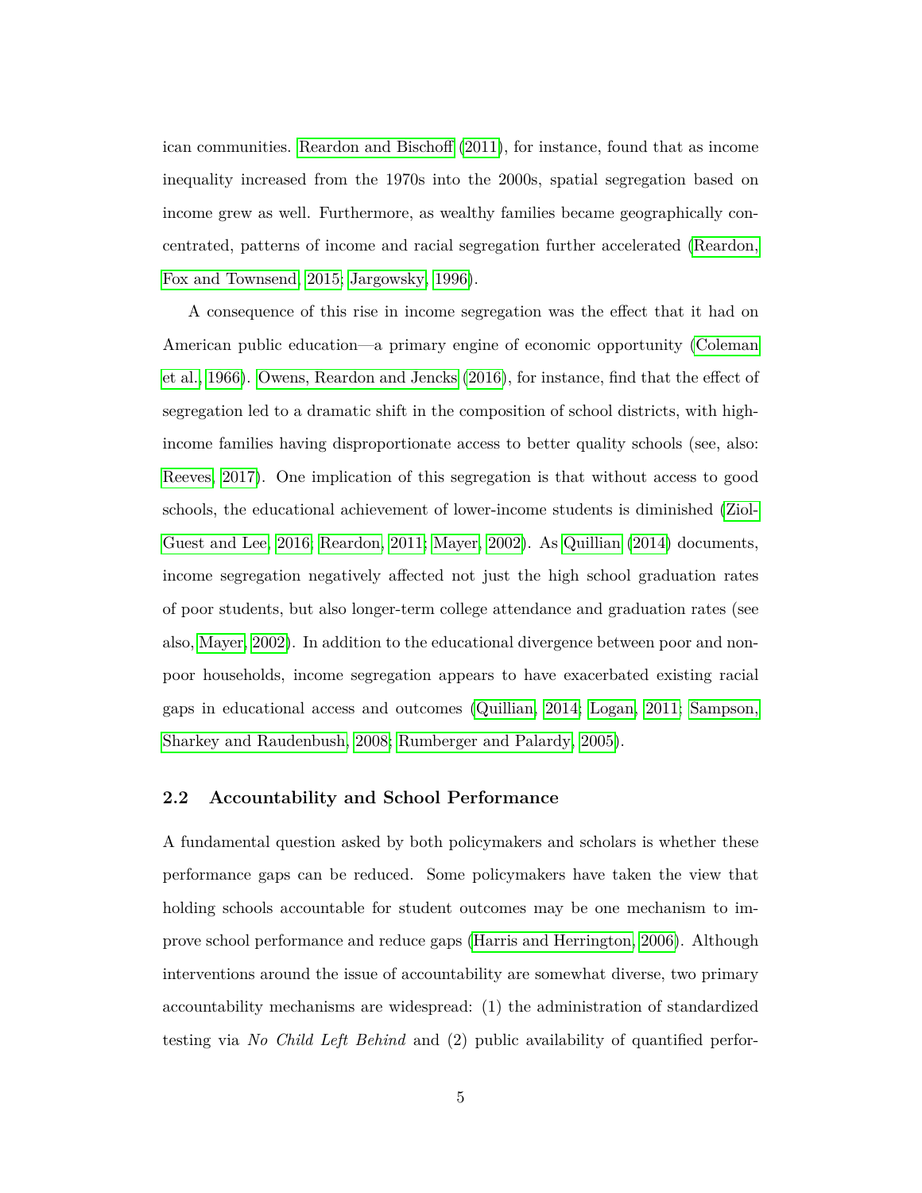ican communities. Reardon and Bischoff (2011), for instance, found that as income inequality increased from the 1970s into the 2000s, spatial segregation based on income grew as well. Furthermore, as wealthy families became geographically concentrated, patterns of income and racial segregation further accelerated (Reardon, Fox and Townsend, 2015; Jargowsky, 1996).

A consequence of this rise in income segregation was the effect that it had on American public education—a primary engine of economic opportunity (Coleman et al., 1966). Owens, Reardon and Jencks (2016), for instance, find that the effect of segregation led to a dramatic shift in the composition of school districts, with high-income families having disproportionate access to better quality schools (see, also: Reeves, 2017). One implication of this segregation is that without access to good schools, the educational achievement of lower-income students is diminished (Ziol-Guest and Lee, 2016; Reardon, 2011; Mayer, 2002). As Quillian (2014) documents, income segregation negatively affected not just the high school graduation rates of poor students, but also longer-term college attendance and graduation rates (see also, Mayer, 2002). In addition to the educational divergence between poor and non-poor households, income segregation appears to have exacerbated existing racial gaps in educational access and outcomes (Quillian, 2014; Logan, 2011; Sampson, Sharkey and Raudenbush, 2008; Rumberger and Palardy, 2005).

## 2.2 Accountability and School Performance

A fundamental question asked by both policymakers and scholars is whether these performance gaps can be reduced. Some policymakers have taken the view that holding schools accountable for student outcomes may be one mechanism to improve school performance and reduce gaps (Harris and Herrington, 2006). Although interventions around the issue of accountability are somewhat diverse, two primary accountability mechanisms are widespread: (1) the administration of standardized testing via *No Child Left Behind* and (2) public availability of quantified perfor-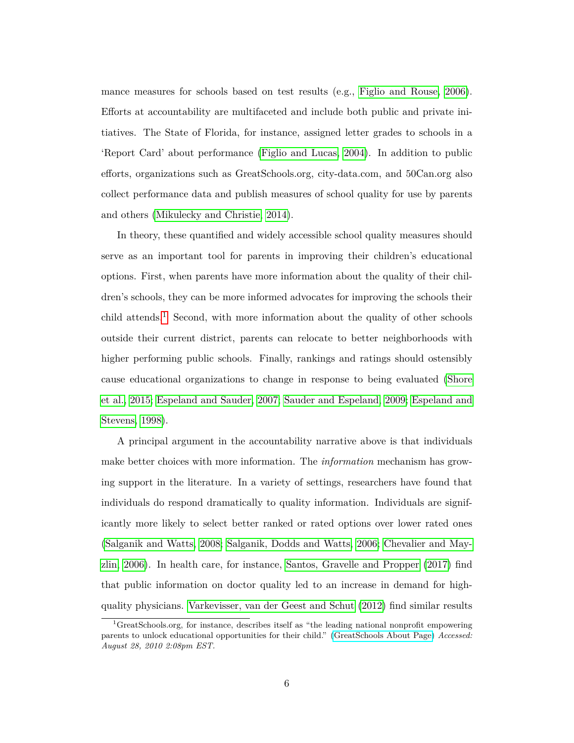mance measures for schools based on test results (e.g., Figlio and Rouse, 2006). Efforts at accountability are multifaceted and include both public and private initiatives. The State of Florida, for instance, assigned letter grades to schools in a 'Report Card' about performance (Figlio and Lucas, 2004). In addition to public efforts, organizations such as GreatSchools.org, city-data.com, and 50Can.org also collect performance data and publish measures of school quality for use by parents and others (Mikulecky and Christie, 2014).

In theory, these quantified and widely accessible school quality measures should serve as an important tool for parents in improving their children's educational options. First, when parents have more information about the quality of their children's schools, they can be more informed advocates for improving the schools their child attends.[1] Second, with more information about the quality of other schools outside their current district, parents can relocate to better neighborhoods with higher performing public schools. Finally, rankings and ratings should ostensibly cause educational organizations to change in response to being evaluated (Shore et al., 2015; Espeland and Sauder, 2007; Sauder and Espeland, 2009; Espeland and Stevens, 1998).

A principal argument in the accountability narrative above is that individuals make better choices with more information. The *information* mechanism has growing support in the literature. In a variety of settings, researchers have found that individuals do respond dramatically to quality information. Individuals are significantly more likely to select better ranked or rated options over lower rated ones (Salganik and Watts, 2008; Salganik, Dodds and Watts, 2006; Chevalier and Mayzlin, 2006). In health care, for instance, Santos, Gravelle and Propper (2017) find that public information on doctor quality led to an increase in demand for high-quality physicians. Varkevisser, van der Geest and Schut (2012) find similar results

[1] GreatSchools.org, for instance, describes itself as "the leading national nonprofit empowering parents to unlock educational opportunities for their child." (GreatSchools About Page) *Accessed: August 28, 2010 2:08pm EST.*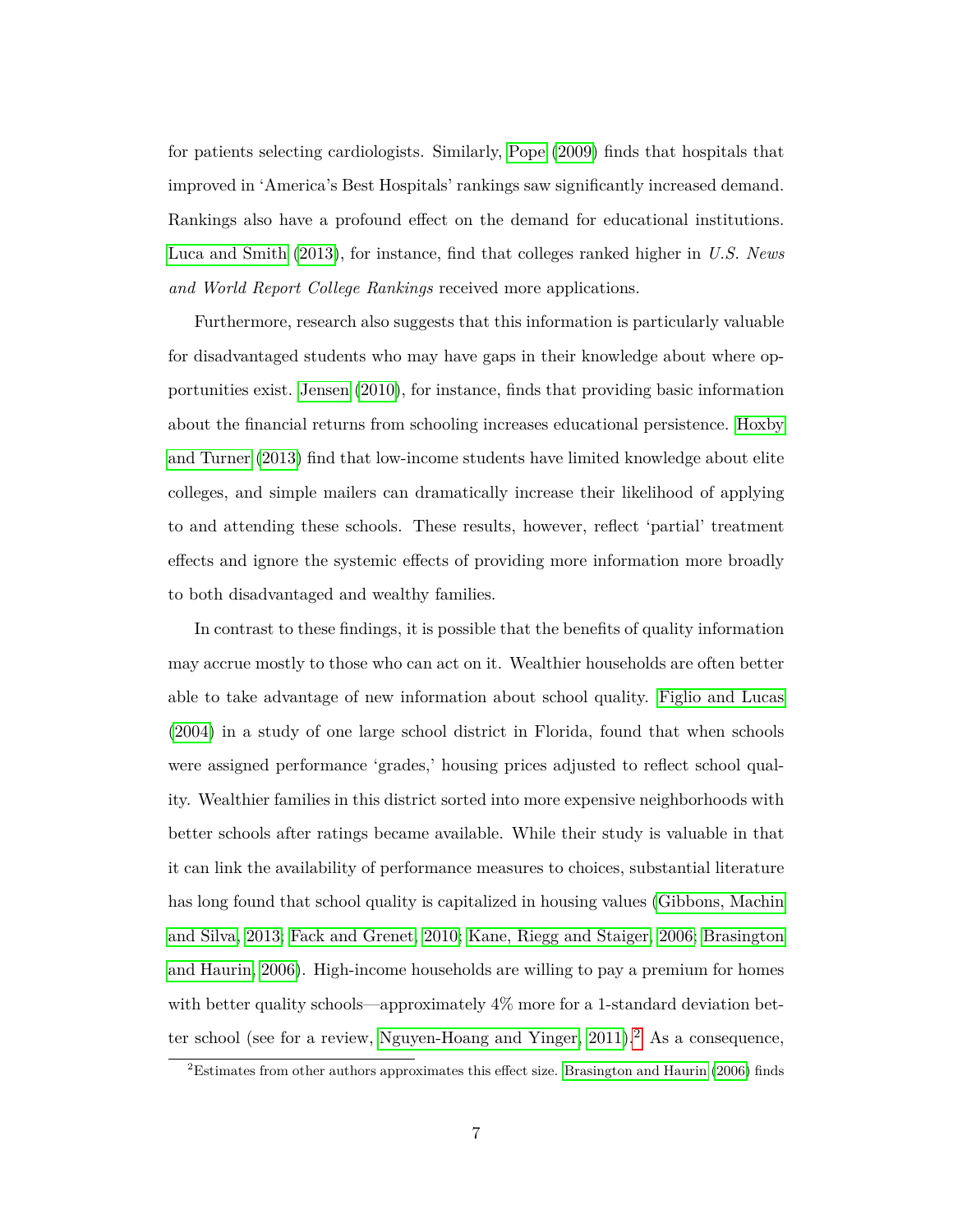for patients selecting cardiologists. Similarly, Pope (2009) finds that hospitals that improved in 'America's Best Hospitals' rankings saw significantly increased demand. Rankings also have a profound effect on the demand for educational institutions. Luca and Smith (2013), for instance, find that colleges ranked higher in *U.S. News and World Report College Rankings* received more applications.

Furthermore, research also suggests that this information is particularly valuable for disadvantaged students who may have gaps in their knowledge about where opportunities exist. Jensen (2010), for instance, finds that providing basic information about the financial returns from schooling increases educational persistence. Hoxby and Turner (2013) find that low-income students have limited knowledge about elite colleges, and simple mailers can dramatically increase their likelihood of applying to and attending these schools. These results, however, reflect 'partial' treatment effects and ignore the systemic effects of providing more information more broadly to both disadvantaged and wealthy families.

In contrast to these findings, it is possible that the benefits of quality information may accrue mostly to those who can act on it. Wealthier households are often better able to take advantage of new information about school quality. Figlio and Lucas (2004) in a study of one large school district in Florida, found that when schools were assigned performance 'grades,' housing prices adjusted to reflect school quality. Wealthier families in this district sorted into more expensive neighborhoods with better schools after ratings became available. While their study is valuable in that it can link the availability of performance measures to choices, substantial literature has long found that school quality is capitalized in housing values (Gibbons, Machin and Silva, 2013; Fack and Grenet, 2010; Kane, Riegg and Staiger, 2006; Brasington and Haurin, 2006). High-income households are willing to pay a premium for homes with better quality schools—approximately 4% more for a 1-standard deviation better school (see for a review, Nguyen-Hoang and Yinger, 2011).[2] As a consequence,

[2]Estimates from other authors approximates this effect size. Brasington and Haurin (2006) finds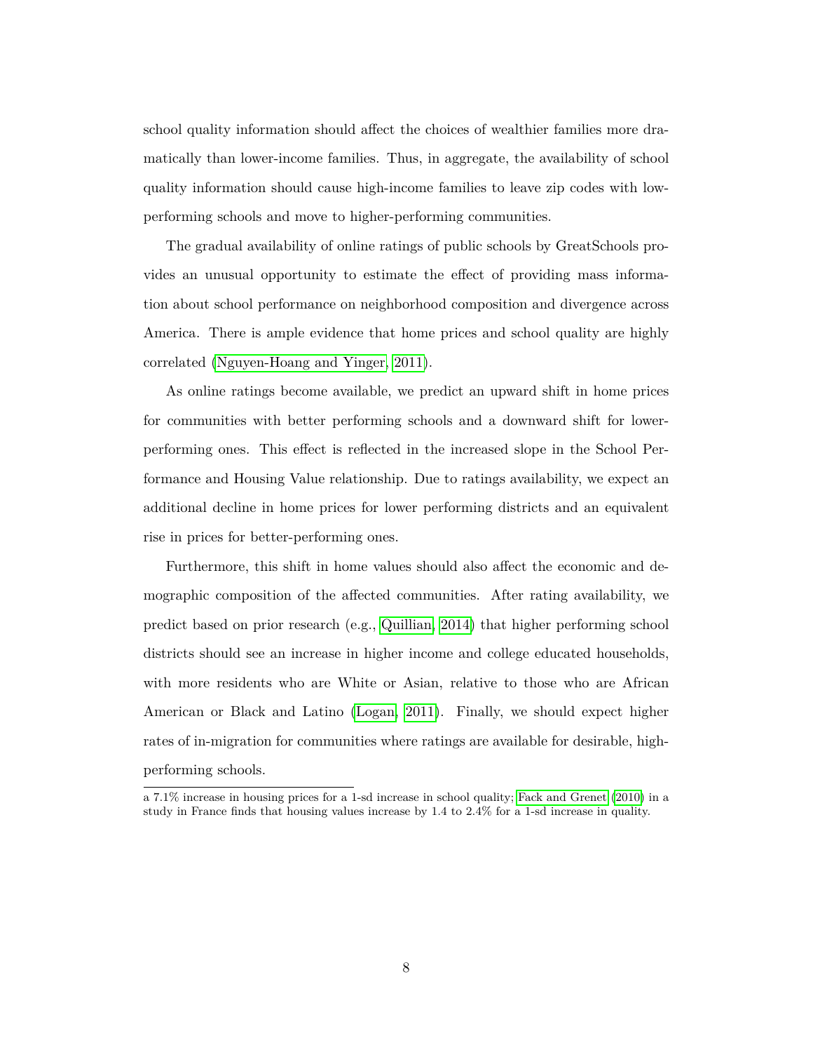school quality information should affect the choices of wealthier families more dramatically than lower-income families. Thus, in aggregate, the availability of school quality information should cause high-income families to leave zip codes with low-performing schools and move to higher-performing communities.

The gradual availability of online ratings of public schools by GreatSchools provides an unusual opportunity to estimate the effect of providing mass information about school performance on neighborhood composition and divergence across America. There is ample evidence that home prices and school quality are highly correlated (Nguyen-Hoang and Yinger, 2011).

As online ratings become available, we predict an upward shift in home prices for communities with better performing schools and a downward shift for lower-performing ones. This effect is reflected in the increased slope in the School Performance and Housing Value relationship. Due to ratings availability, we expect an additional decline in home prices for lower performing districts and an equivalent rise in prices for better-performing ones.

Furthermore, this shift in home values should also affect the economic and demographic composition of the affected communities. After rating availability, we predict based on prior research (e.g., Quillian, 2014) that higher performing school districts should see an increase in higher income and college educated households, with more residents who are White or Asian, relative to those who are African American or Black and Latino (Logan, 2011). Finally, we should expect higher rates of in-migration for communities where ratings are available for desirable, high-performing schools.

---

a 7.1% increase in housing prices for a 1-sd increase in school quality; Fack and Grenet (2010) in a study in France finds that housing values increase by 1.4 to 2.4% for a 1-sd increase in quality.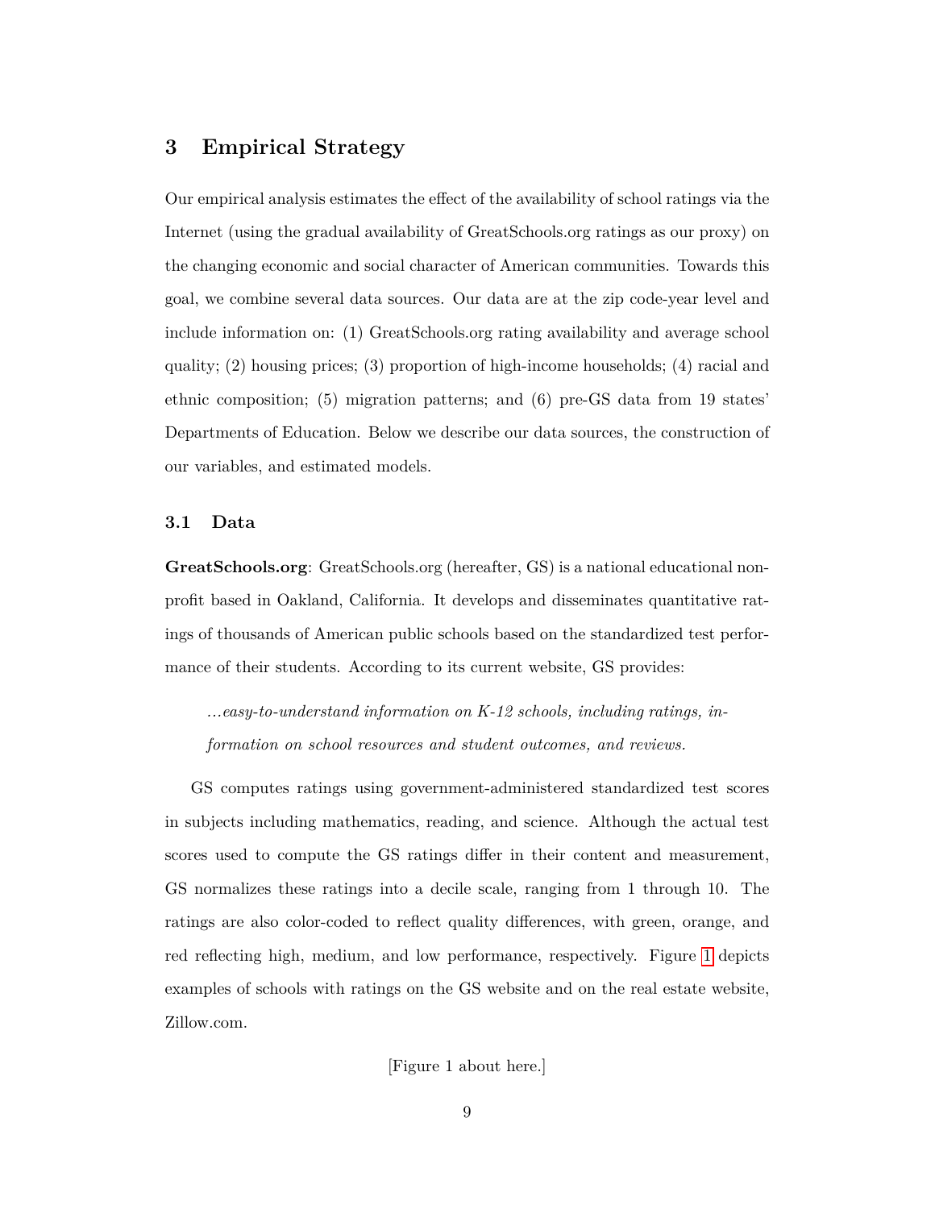# 3 Empirical Strategy

Our empirical analysis estimates the effect of the availability of school ratings via the Internet (using the gradual availability of GreatSchools.org ratings as our proxy) on the changing economic and social character of American communities. Towards this goal, we combine several data sources. Our data are at the zip code-year level and include information on: (1) GreatSchools.org rating availability and average school quality; (2) housing prices; (3) proportion of high-income households; (4) racial and ethnic composition; (5) migration patterns; and (6) pre-GS data from 19 states' Departments of Education. Below we describe our data sources, the construction of our variables, and estimated models.

## 3.1 Data

**GreatSchools.org**: GreatSchools.org (hereafter, GS) is a national educational nonprofit based in Oakland, California. It develops and disseminates quantitative ratings of thousands of American public schools based on the standardized test performance of their students. According to its current website, GS provides:

> *...easy-to-understand information on K-12 schools, including ratings, information on school resources and student outcomes, and reviews.*

GS computes ratings using government-administered standardized test scores in subjects including mathematics, reading, and science. Although the actual test scores used to compute the GS ratings differ in their content and measurement, GS normalizes these ratings into a decile scale, ranging from 1 through 10. The ratings are also color-coded to reflect quality differences, with green, orange, and red reflecting high, medium, and low performance, respectively. Figure 1 depicts examples of schools with ratings on the GS website and on the real estate website, Zillow.com.

[Figure 1 about here.]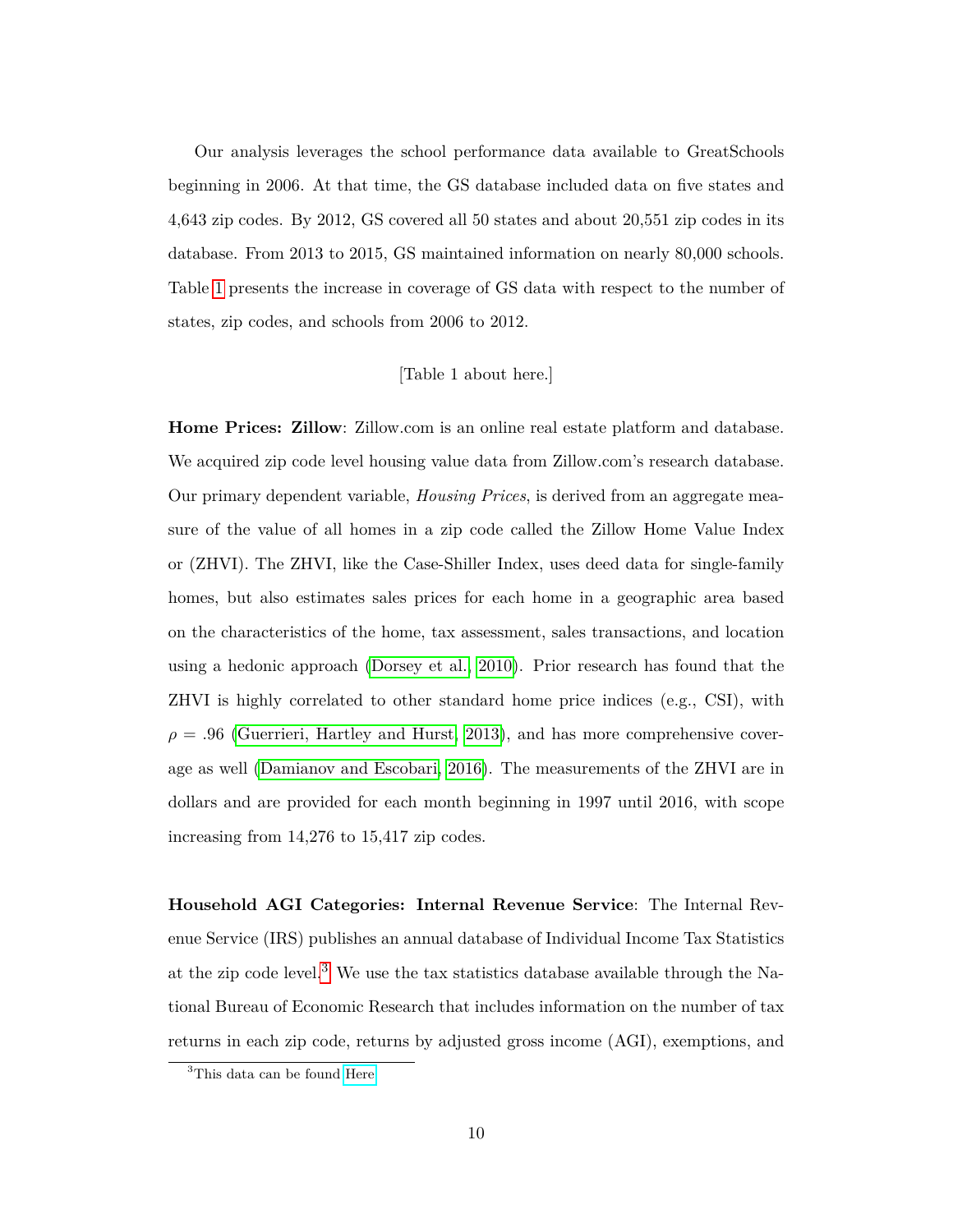Our analysis leverages the school performance data available to GreatSchools beginning in 2006. At that time, the GS database included data on five states and 4,643 zip codes. By 2012, GS covered all 50 states and about 20,551 zip codes in its database. From 2013 to 2015, GS maintained information on nearly 80,000 schools. Table 1 presents the increase in coverage of GS data with respect to the number of states, zip codes, and schools from 2006 to 2012.

[Table 1 about here.]

**Home Prices: Zillow**: Zillow.com is an online real estate platform and database. We acquired zip code level housing value data from Zillow.com's research database. Our primary dependent variable, *Housing Prices*, is derived from an aggregate measure of the value of all homes in a zip code called the Zillow Home Value Index or (ZHVI). The ZHVI, like the Case-Shiller Index, uses deed data for single-family homes, but also estimates sales prices for each home in a geographic area based on the characteristics of the home, tax assessment, sales transactions, and location using a hedonic approach (Dorsey et al., 2010). Prior research has found that the ZHVI is highly correlated to other standard home price indices (e.g., CSI), with $\rho = .96$ (Guerrieri, Hartley and Hurst, 2013), and has more comprehensive coverage as well (Damianov and Escobari, 2016). The measurements of the ZHVI are in dollars and are provided for each month beginning in 1997 until 2016, with scope increasing from 14,276 to 15,417 zip codes.

**Household AGI Categories: Internal Revenue Service**: The Internal Revenue Service (IRS) publishes an annual database of Individual Income Tax Statistics at the zip code level.[3] We use the tax statistics database available through the National Bureau of Economic Research that includes information on the number of tax returns in each zip code, returns by adjusted gross income (AGI), exemptions, and

[3] This data can be found Here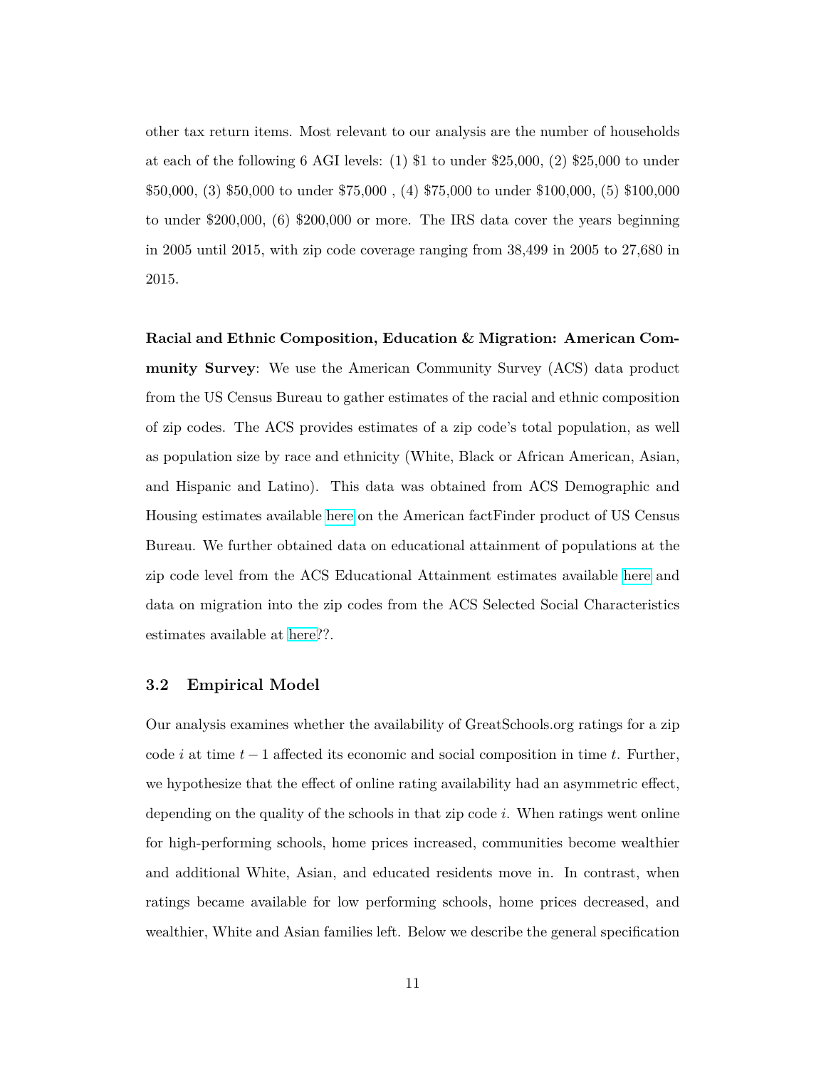other tax return items. Most relevant to our analysis are the number of households at each of the following 6 AGI levels: (1) $1 to under $25,000, (2) $25,000 to under $50,000, (3) $50,000 to under $75,000 , (4) $75,000 to under $100,000, (5) $100,000 to under $200,000, (6) $200,000 or more. The IRS data cover the years beginning in 2005 until 2015, with zip code coverage ranging from 38,499 in 2005 to 27,680 in 2015.

**Racial and Ethnic Composition, Education & Migration: American Community Survey**: We use the American Community Survey (ACS) data product from the US Census Bureau to gather estimates of the racial and ethnic composition of zip codes. The ACS provides estimates of a zip code's total population, as well as population size by race and ethnicity (White, Black or African American, Asian, and Hispanic and Latino). This data was obtained from ACS Demographic and Housing estimates available here on the American factFinder product of US Census Bureau. We further obtained data on educational attainment of populations at the zip code level from the ACS Educational Attainment estimates available here and data on migration into the zip codes from the ACS Selected Social Characteristics estimates available at here??.

### 3.2 Empirical Model

Our analysis examines whether the availability of GreatSchools.org ratings for a zip code $i$ at time $t-1$ affected its economic and social composition in time $t$. Further, we hypothesize that the effect of online rating availability had an asymmetric effect, depending on the quality of the schools in that zip code $i$. When ratings went online for high-performing schools, home prices increased, communities become wealthier and additional White, Asian, and educated residents move in. In contrast, when ratings became available for low performing schools, home prices decreased, and wealthier, White and Asian families left. Below we describe the general specification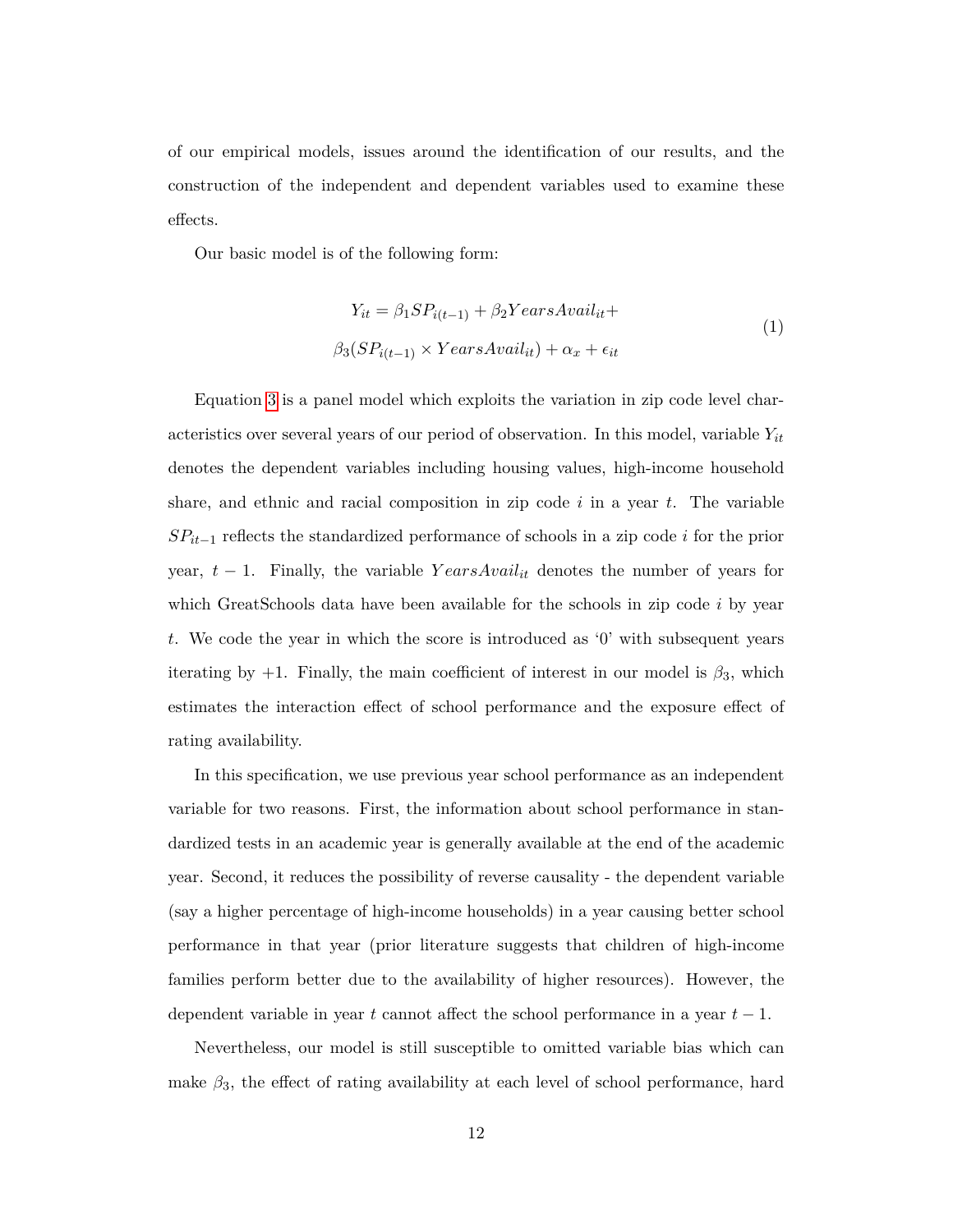of our empirical models, issues around the identification of our results, and the construction of the independent and dependent variables used to examine these effects.

Our basic model is of the following form:

$$
\begin{aligned}
Y_{it} = \beta_1 SP_{i(t-1)} + \beta_2 YearsAvail_{it} + \\
\beta_3 (SP_{i(t-1)} \times YearsAvail_{it}) + \alpha_x + \epsilon_{it}
\end{aligned}
\tag{1}
$$

Equation 3 is a panel model which exploits the variation in zip code level characteristics over several years of our period of observation. In this model, variable $Y_{it}$ denotes the dependent variables including housing values, high-income household share, and ethnic and racial composition in zip code $i$ in a year $t$. The variable $SP_{it-1}$ reflects the standardized performance of schools in a zip code $i$ for the prior year, $t-1$. Finally, the variable $YearsAvail_{it}$ denotes the number of years for which GreatSchools data have been available for the schools in zip code $i$ by year $t$. We code the year in which the score is introduced as '0' with subsequent years iterating by +1. Finally, the main coefficient of interest in our model is $\beta_3$, which estimates the interaction effect of school performance and the exposure effect of rating availability.

In this specification, we use previous year school performance as an independent variable for two reasons. First, the information about school performance in standardized tests in an academic year is generally available at the end of the academic year. Second, it reduces the possibility of reverse causality - the dependent variable (say a higher percentage of high-income households) in a year causing better school performance in that year (prior literature suggests that children of high-income families perform better due to the availability of higher resources). However, the dependent variable in year $t$ cannot affect the school performance in a year $t-1$.

Nevertheless, our model is still susceptible to omitted variable bias which can make $\beta_3$, the effect of rating availability at each level of school performance, hard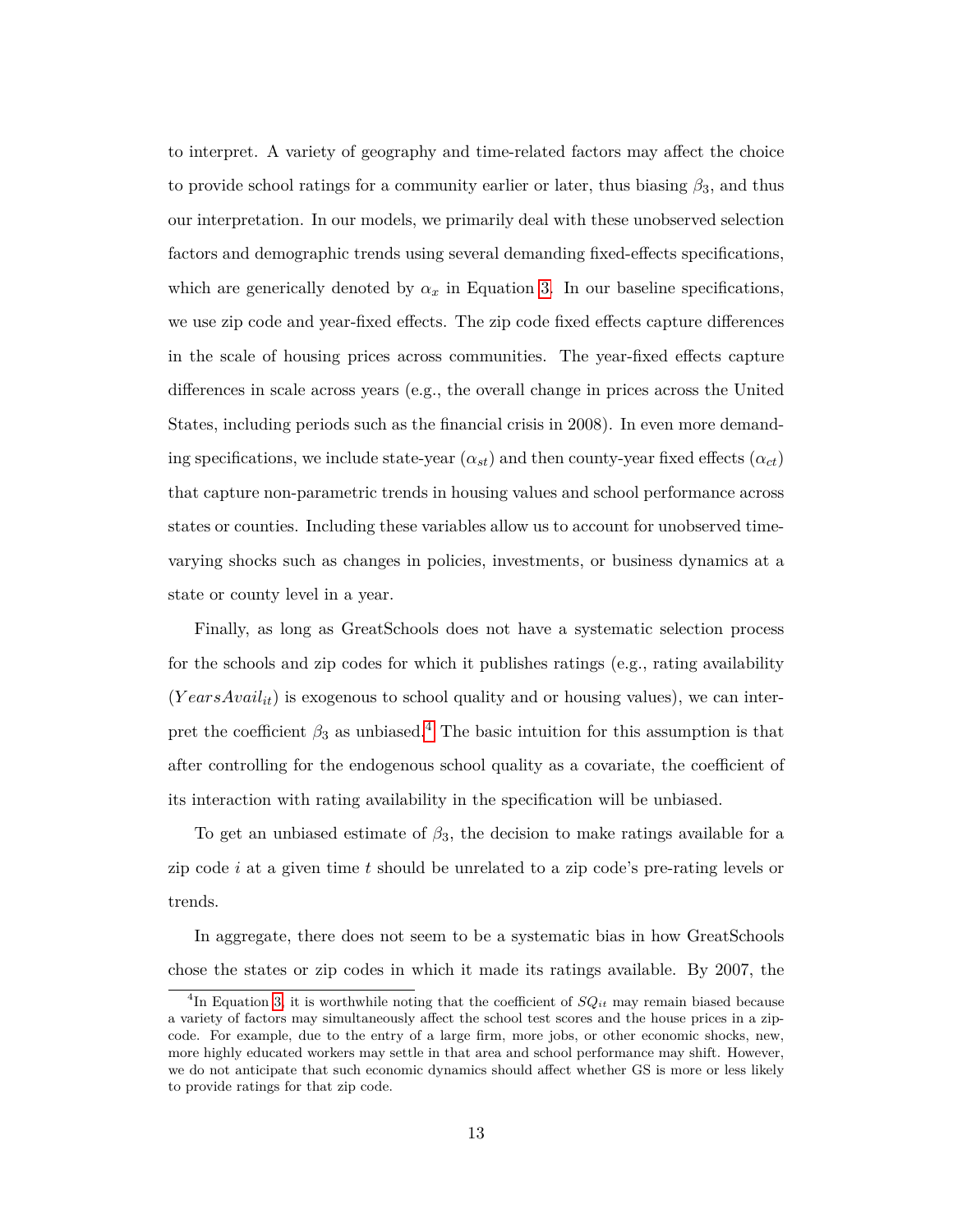to interpret. A variety of geography and time-related factors may affect the choice to provide school ratings for a community earlier or later, thus biasing $\beta_3$, and thus our interpretation. In our models, we primarily deal with these unobserved selection factors and demographic trends using several demanding fixed-effects specifications, which are generically denoted by $\alpha_x$ in Equation 3. In our baseline specifications, we use zip code and year-fixed effects. The zip code fixed effects capture differences in the scale of housing prices across communities. The year-fixed effects capture differences in scale across years (e.g., the overall change in prices across the United States, including periods such as the financial crisis in 2008). In even more demanding specifications, we include state-year ($\alpha_{st}$) and then county-year fixed effects ($\alpha_{ct}$) that capture non-parametric trends in housing values and school performance across states or counties. Including these variables allow us to account for unobserved time-varying shocks such as changes in policies, investments, or business dynamics at a state or county level in a year.

Finally, as long as GreatSchools does not have a systematic selection process for the schools and zip codes for which it publishes ratings (e.g., rating availability ($YearsAvail_{it}$) is exogenous to school quality and or housing values), we can interpret the coefficient $\beta_3$ as unbiased.[4] The basic intuition for this assumption is that after controlling for the endogenous school quality as a covariate, the coefficient of its interaction with rating availability in the specification will be unbiased.

To get an unbiased estimate of $\beta_3$, the decision to make ratings available for a zip code $i$ at a given time $t$ should be unrelated to a zip code's pre-rating levels or trends.

In aggregate, there does not seem to be a systematic bias in how GreatSchools chose the states or zip codes in which it made its ratings available. By 2007, the

[4] In Equation 3, it is worthwhile noting that the coefficient of $SQ_{it}$ may remain biased because a variety of factors may simultaneously affect the school test scores and the house prices in a zip-code. For example, due to the entry of a large firm, more jobs, or other economic shocks, new, more highly educated workers may settle in that area and school performance may shift. However, we do not anticipate that such economic dynamics should affect whether GS is more or less likely to provide ratings for that zip code.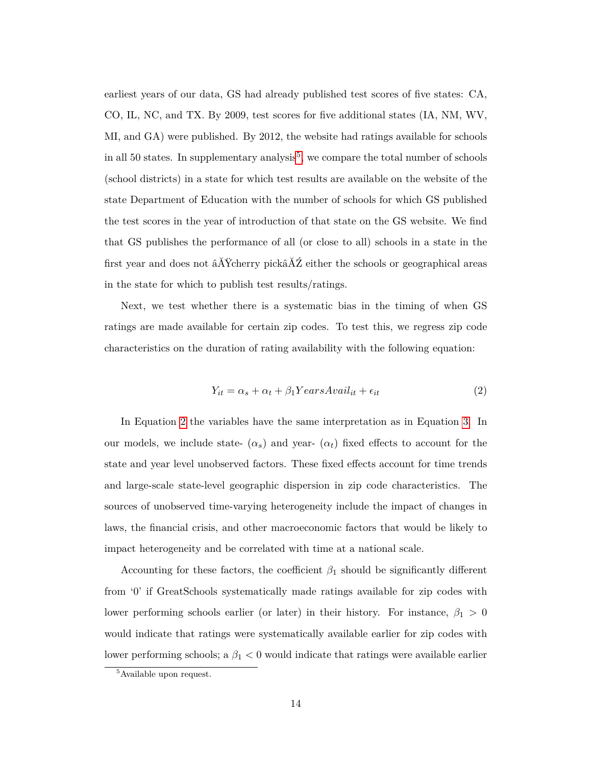earliest years of our data, GS had already published test scores of five states: CA, CO, IL, NC, and TX. By 2009, test scores for five additional states (IA, NM, WV, MI, and GA) were published. By 2012, the website had ratings available for schools in all 50 states. In supplementary analysis[5], we compare the total number of schools (school districts) in a state for which test results are available on the website of the state Department of Education with the number of schools for which GS published the test scores in the year of introduction of that state on the GS website. We find that GS publishes the performance of all (or close to all) schools in a state in the first year and does not âĂŸcherry pickâĂŹ either the schools or geographical areas in the state for which to publish test results/ratings.

Next, we test whether there is a systematic bias in the timing of when GS ratings are made available for certain zip codes. To test this, we regress zip code characteristics on the duration of rating availability with the following equation:

$$Y_{it} = \alpha_s + \alpha_t + \beta_1 YearsAvail_{it} + \epsilon_{it} \tag{2}$$

In Equation 2 the variables have the same interpretation as in Equation 3. In our models, we include state- ($\alpha_s$) and year- ($\alpha_t$) fixed effects to account for the state and year level unobserved factors. These fixed effects account for time trends and large-scale state-level geographic dispersion in zip code characteristics. The sources of unobserved time-varying heterogeneity include the impact of changes in laws, the financial crisis, and other macroeconomic factors that would be likely to impact heterogeneity and be correlated with time at a national scale.

Accounting for these factors, the coefficient $\beta_1$ should be significantly different from '0' if GreatSchools systematically made ratings available for zip codes with lower performing schools earlier (or later) in their history. For instance, $\beta_1 > 0$ would indicate that ratings were systematically available earlier for zip codes with lower performing schools; a $\beta_1 < 0$ would indicate that ratings were available earlier

[5] Available upon request.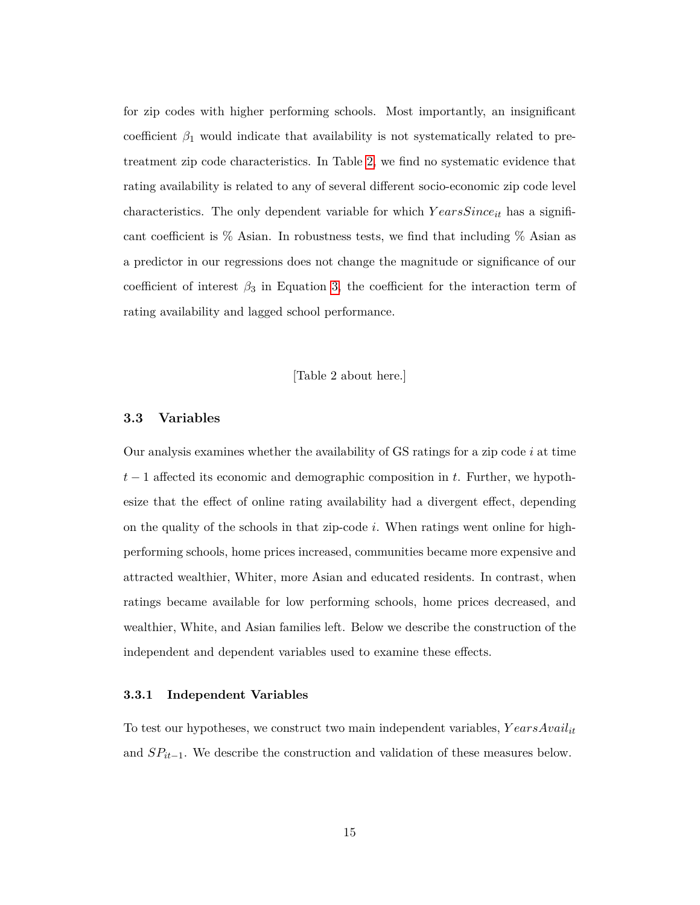for zip codes with higher performing schools. Most importantly, an insignificant coefficient $\beta_1$ would indicate that availability is not systematically related to pre-treatment zip code characteristics. In Table 2, we find no systematic evidence that rating availability is related to any of several different socio-economic zip code level characteristics. The only dependent variable for which $YearsSince_{it}$ has a significant coefficient is % Asian. In robustness tests, we find that including % Asian as a predictor in our regressions does not change the magnitude or significance of our coefficient of interest $\beta_3$ in Equation 3, the coefficient for the interaction term of rating availability and lagged school performance.

[Table 2 about here.]

### 3.3 Variables

Our analysis examines whether the availability of GS ratings for a zip code $i$ at time $t-1$ affected its economic and demographic composition in $t$. Further, we hypothesize that the effect of online rating availability had a divergent effect, depending on the quality of the schools in that zip-code $i$. When ratings went online for high-performing schools, home prices increased, communities became more expensive and attracted wealthier, Whiter, more Asian and educated residents. In contrast, when ratings became available for low performing schools, home prices decreased, and wealthier, White, and Asian families left. Below we describe the construction of the independent and dependent variables used to examine these effects.

#### 3.3.1 Independent Variables

To test our hypotheses, we construct two main independent variables, $YearsAvail_{it}$ and $SP_{it-1}$. We describe the construction and validation of these measures below.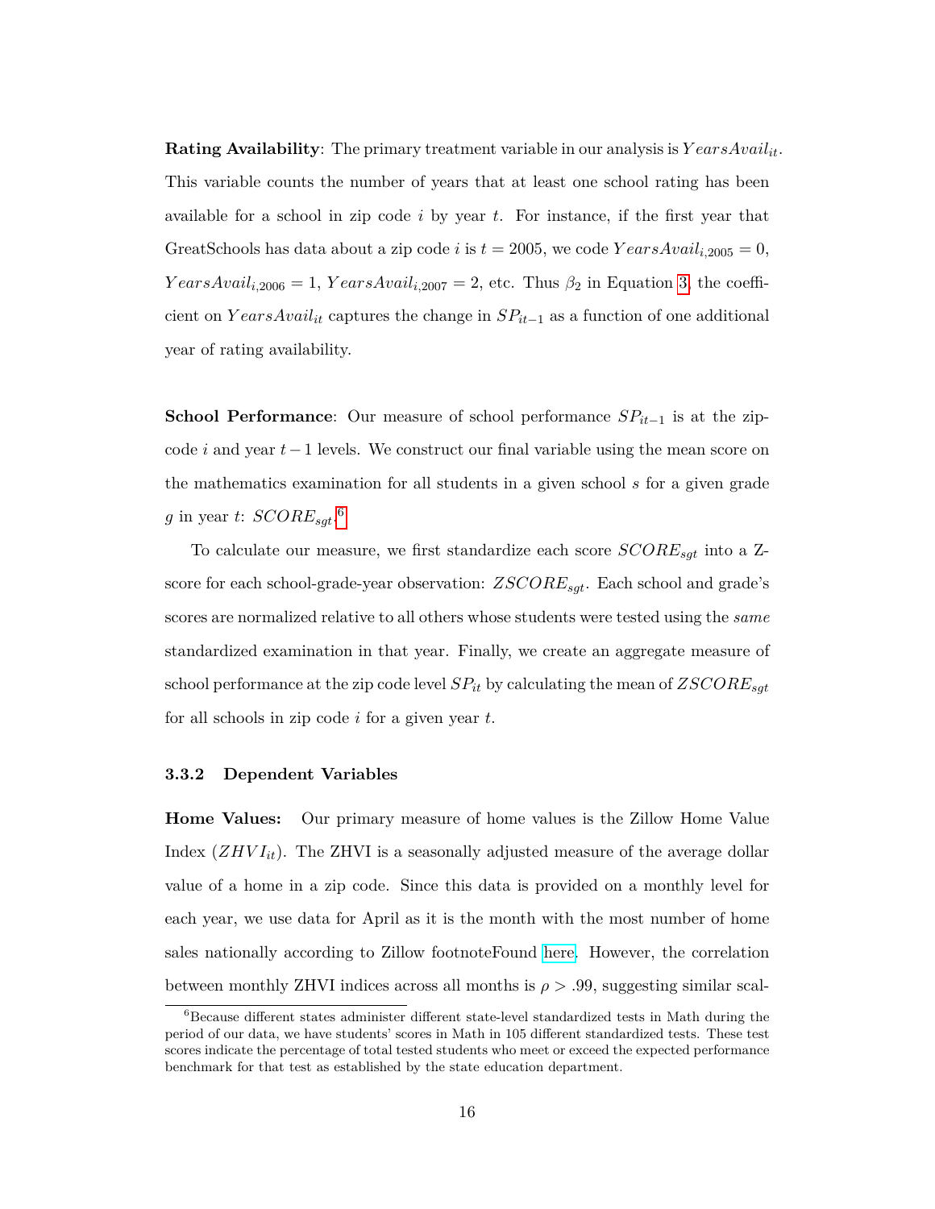**Rating Availability**: The primary treatment variable in our analysis is $YearsAvail_{it}$. This variable counts the number of years that at least one school rating has been available for a school in zip code $i$ by year $t$. For instance, if the first year that GreatSchools has data about a zip code $i$ is $t = 2005$, we code $YearsAvail_{i,2005} = 0$, $YearsAvail_{i,2006} = 1$, $YearsAvail_{i,2007} = 2$, etc. Thus $\beta_2$ in Equation 3, the coefficient on $YearsAvail_{it}$ captures the change in $SP_{it-1}$ as a function of one additional year of rating availability.

**School Performance**: Our measure of school performance $SP_{it-1}$ is at the zip-code $i$ and year $t-1$ levels. We construct our final variable using the mean score on the mathematics examination for all students in a given school $s$ for a given grade $g$ in year $t$: $SCORE_{sgt}$.[6]

To calculate our measure, we first standardize each score $SCORE_{sgt}$ into a Z-score for each school-grade-year observation: $ZSCORE_{sgt}$. Each school and grade's scores are normalized relative to all others whose students were tested using the *same* standardized examination in that year. Finally, we create an aggregate measure of school performance at the zip code level $SP_{it}$ by calculating the mean of $ZSCORE_{sgt}$ for all schools in zip code $i$ for a given year $t$.

### 3.3.2 Dependent Variables

**Home Values:** Our primary measure of home values is the Zillow Home Value Index ($ZHVI_{it}$). The ZHVI is a seasonally adjusted measure of the average dollar value of a home in a zip code. Since this data is provided on a monthly level for each year, we use data for April as it is the month with the most number of home sales nationally according to Zillow footnoteFound here. However, the correlation between monthly ZHVI indices across all months is $\rho > .99$, suggesting similar scal-

[6] Because different states administer different state-level standardized tests in Math during the period of our data, we have students' scores in Math in 105 different standardized tests. These test scores indicate the percentage of total tested students who meet or exceed the expected performance benchmark for that test as established by the state education department.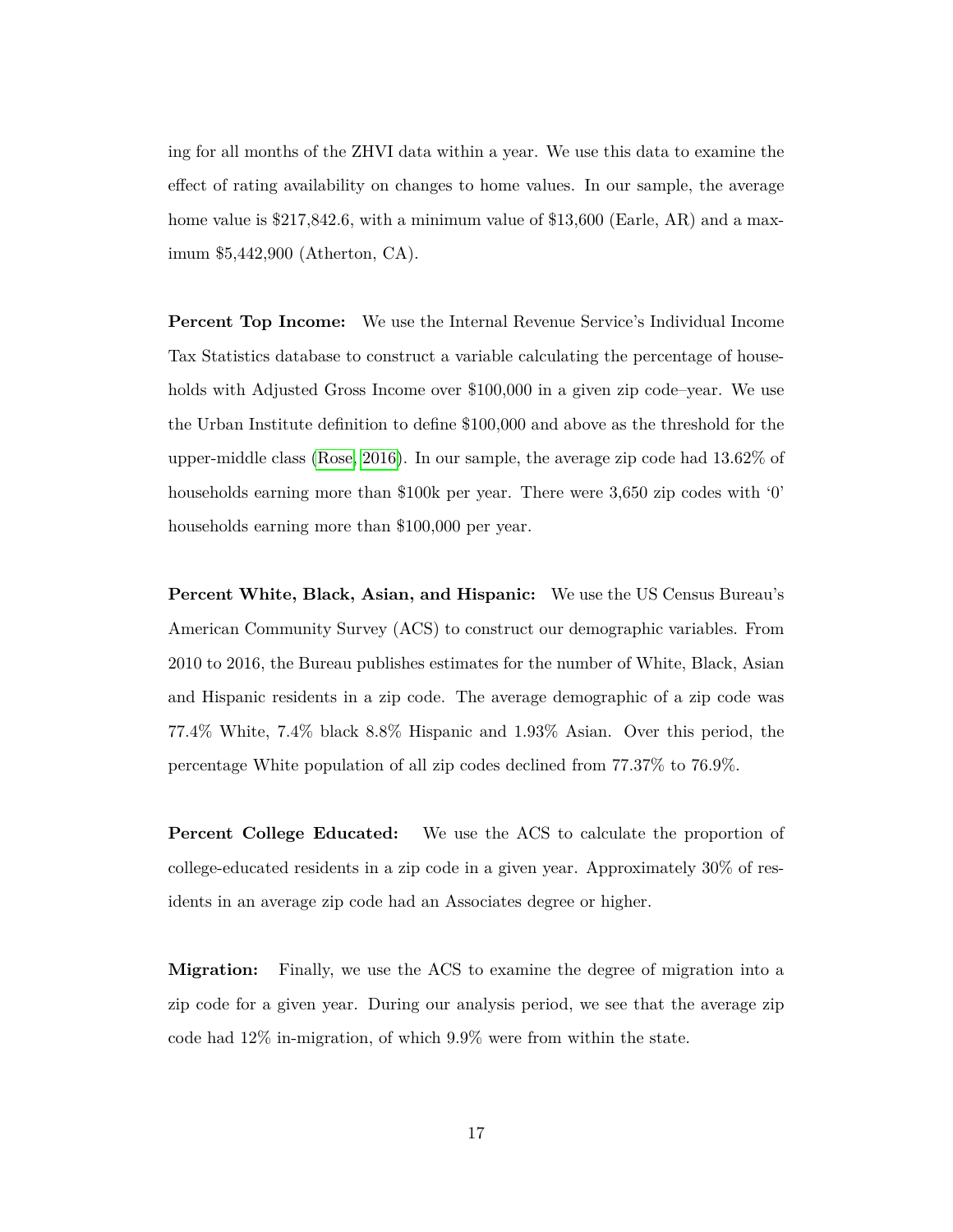ing for all months of the ZHVI data within a year. We use this data to examine the effect of rating availability on changes to home values. In our sample, the average home value is $217,842.6, with a minimum value of $13,600 (Earle, AR) and a maximum $5,442,900 (Atherton, CA).

**Percent Top Income:** We use the Internal Revenue Service's Individual Income Tax Statistics database to construct a variable calculating the percentage of households with Adjusted Gross Income over $100,000 in a given zip code–year. We use the Urban Institute definition to define $100,000 and above as the threshold for the upper-middle class (Rose, 2016). In our sample, the average zip code had 13.62% of households earning more than $100k per year. There were 3,650 zip codes with '0' households earning more than $100,000 per year.

**Percent White, Black, Asian, and Hispanic:** We use the US Census Bureau's American Community Survey (ACS) to construct our demographic variables. From 2010 to 2016, the Bureau publishes estimates for the number of White, Black, Asian and Hispanic residents in a zip code. The average demographic of a zip code was 77.4% White, 7.4% black 8.8% Hispanic and 1.93% Asian. Over this period, the percentage White population of all zip codes declined from 77.37% to 76.9%.

**Percent College Educated:** We use the ACS to calculate the proportion of college-educated residents in a zip code in a given year. Approximately 30% of residents in an average zip code had an Associates degree or higher.

**Migration:** Finally, we use the ACS to examine the degree of migration into a zip code for a given year. During our analysis period, we see that the average zip code had 12% in-migration, of which 9.9% were from within the state.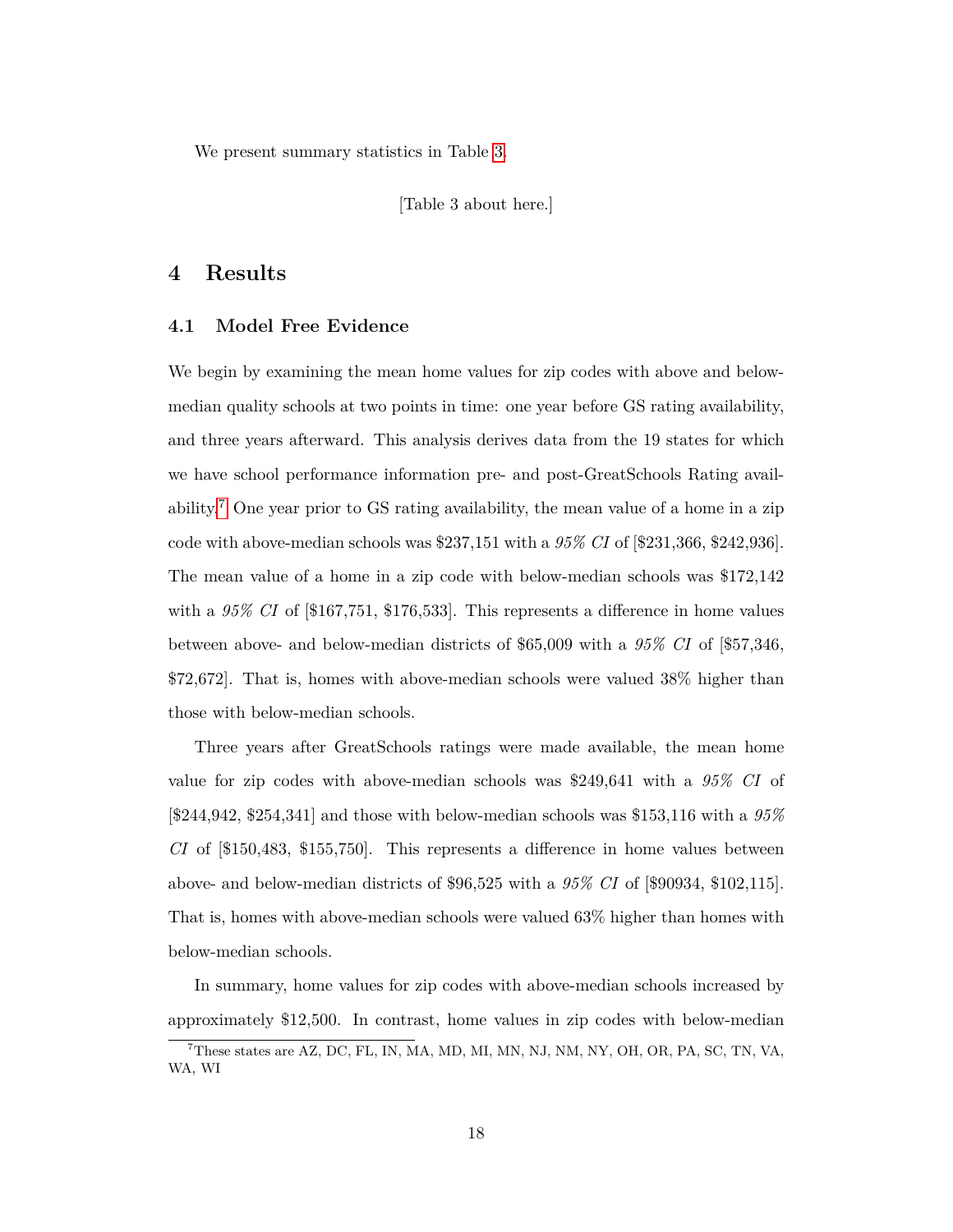We present summary statistics in Table 3.

[Table 3 about here.]

# 4 Results

## 4.1 Model Free Evidence

We begin by examining the mean home values for zip codes with above and below-median quality schools at two points in time: one year before GS rating availability, and three years afterward. This analysis derives data from the 19 states for which we have school performance information pre- and post-GreatSchools Rating availability.[7] One year prior to GS rating availability, the mean value of a home in a zip code with above-median schools was $237,151 with a *95% CI* of [$231,366, $242,936]. The mean value of a home in a zip code with below-median schools was $172,142 with a *95% CI* of [$167,751, $176,533]. This represents a difference in home values between above- and below-median districts of $65,009 with a *95% CI* of [$57,346, $72,672]. That is, homes with above-median schools were valued 38% higher than those with below-median schools.

Three years after GreatSchools ratings were made available, the mean home value for zip codes with above-median schools was $249,641 with a *95% CI* of [$244,942, $254,341] and those with below-median schools was $153,116 with a *95% CI* of [$150,483, $155,750]. This represents a difference in home values between above- and below-median districts of $96,525 with a *95% CI* of [$90934, $102,115]. That is, homes with above-median schools were valued 63% higher than homes with below-median schools.

In summary, home values for zip codes with above-median schools increased by approximately $12,500. In contrast, home values in zip codes with below-median

[7] These states are AZ, DC, FL, IN, MA, MD, MI, MN, NJ, NM, NY, OH, OR, PA, SC, TN, VA, WA, WI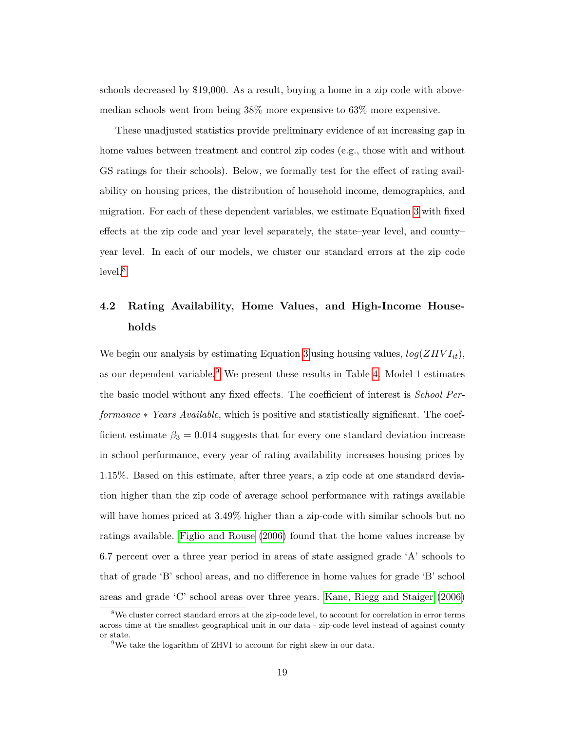schools decreased by $19,000. As a result, buying a home in a zip code with above-median schools went from being 38% more expensive to 63% more expensive.

These unadjusted statistics provide preliminary evidence of an increasing gap in home values between treatment and control zip codes (e.g., those with and without GS ratings for their schools). Below, we formally test for the effect of rating availability on housing prices, the distribution of household income, demographics, and migration. For each of these dependent variables, we estimate Equation 3 with fixed effects at the zip code and year level separately, the state–year level, and county–year level. In each of our models, we cluster our standard errors at the zip code level.[8]

## 4.2 Rating Availability, Home Values, and High-Income Households

We begin our analysis by estimating Equation 3 using housing values, $log(ZHVI_{it})$, as our dependent variable.[9] We present these results in Table 4. Model 1 estimates the basic model without any fixed effects. The coefficient of interest is *School Performance ∗ Years Available*, which is positive and statistically significant. The coefficient estimate $\beta_3 = 0.014$ suggests that for every one standard deviation increase in school performance, every year of rating availability increases housing prices by 1.15%. Based on this estimate, after three years, a zip code at one standard deviation higher than the zip code of average school performance with ratings available will have homes priced at 3.49% higher than a zip-code with similar schools but no ratings available. Figlio and Rouse (2006) found that the home values increase by 6.7 percent over a three year period in areas of state assigned grade 'A' schools to that of grade 'B' school areas, and no difference in home values for grade 'B' school areas and grade 'C' school areas over three years. Kane, Riegg and Staiger (2006)

[8] We cluster correct standard errors at the zip-code level, to account for correlation in error terms across time at the smallest geographical unit in our data - zip-code level instead of against county or state.

[9] We take the logarithm of ZHVI to account for right skew in our data.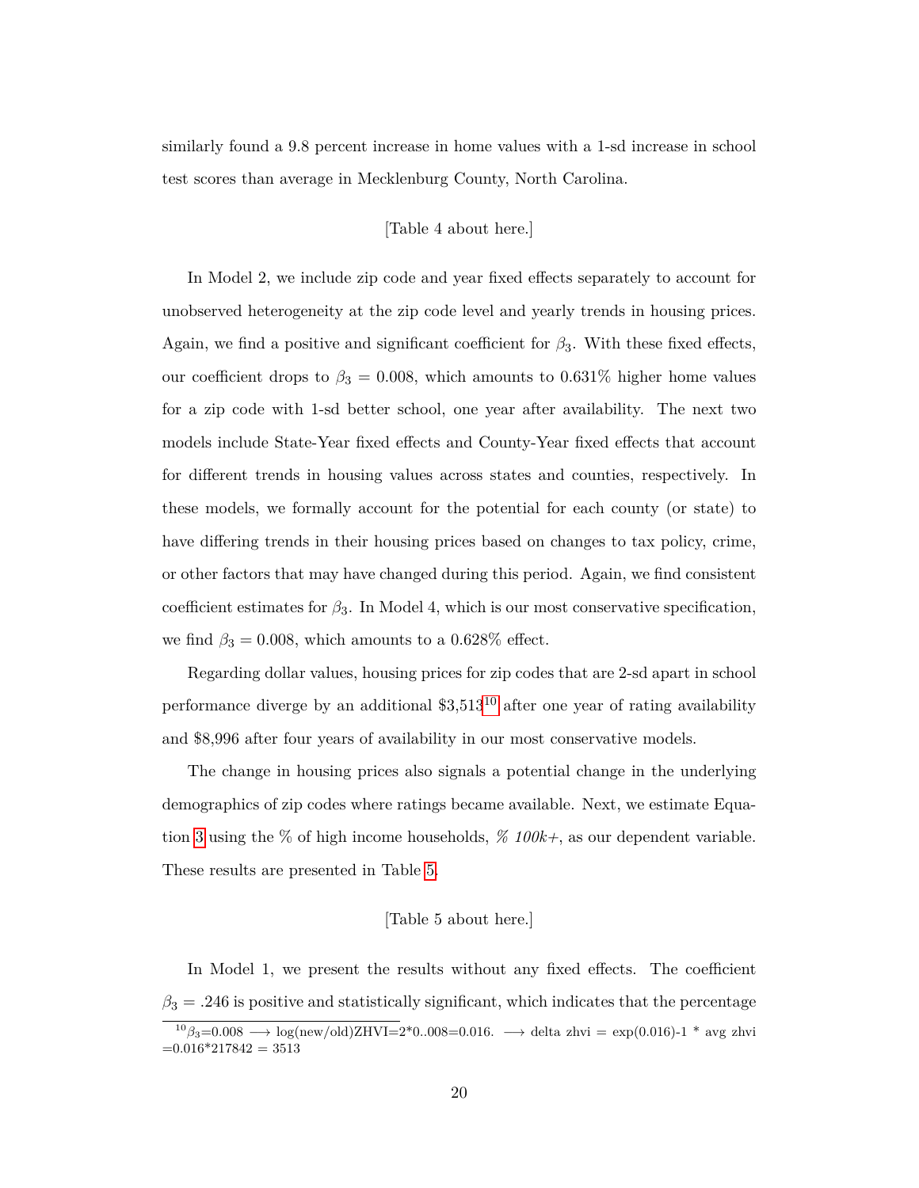similarly found a 9.8 percent increase in home values with a 1-sd increase in school test scores than average in Mecklenburg County, North Carolina.

[Table 4 about here.]

In Model 2, we include zip code and year fixed effects separately to account for unobserved heterogeneity at the zip code level and yearly trends in housing prices. Again, we find a positive and significant coefficient for $\beta_3$. With these fixed effects, our coefficient drops to $\beta_3 = 0.008$, which amounts to 0.631% higher home values for a zip code with 1-sd better school, one year after availability. The next two models include State-Year fixed effects and County-Year fixed effects that account for different trends in housing values across states and counties, respectively. In these models, we formally account for the potential for each county (or state) to have differing trends in their housing prices based on changes to tax policy, crime, or other factors that may have changed during this period. Again, we find consistent coefficient estimates for $\beta_3$. In Model 4, which is our most conservative specification, we find $\beta_3 = 0.008$, which amounts to a 0.628% effect.

Regarding dollar values, housing prices for zip codes that are 2-sd apart in school performance diverge by an additional $3,513[10] after one year of rating availability and $8,996 after four years of availability in our most conservative models.

The change in housing prices also signals a potential change in the underlying demographics of zip codes where ratings became available. Next, we estimate Equation 3 using the % of high income households, *% 100k+*, as our dependent variable. These results are presented in Table 5.

[Table 5 about here.]

In Model 1, we present the results without any fixed effects. The coefficient $\beta_3 = .246$ is positive and statistically significant, which indicates that the percentage

[10] $\beta_3$=0.008 $\longrightarrow$ log(new/old)ZHVI=2*0..008=0.016. $\longrightarrow$ delta zhvi = exp(0.016)-1 * avg zhvi =0.016*217842 = 3513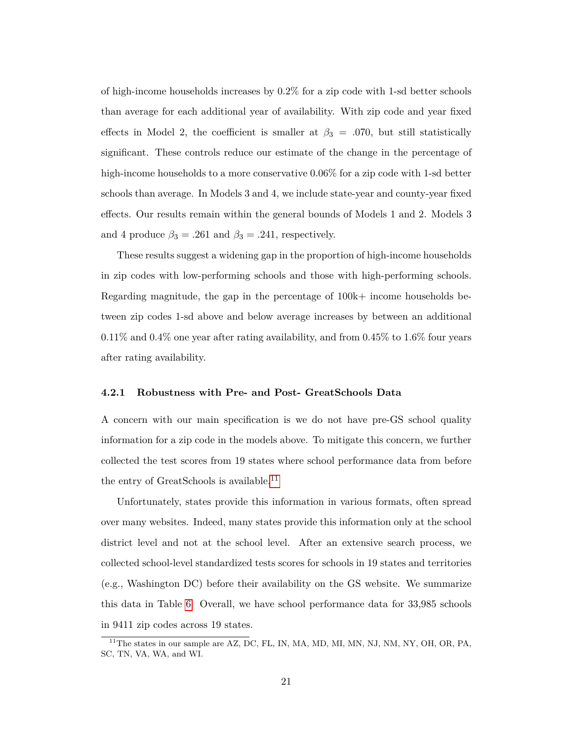of high-income households increases by 0.2% for a zip code with 1-sd better schools than average for each additional year of availability. With zip code and year fixed effects in Model 2, the coefficient is smaller at $\beta_3 = .070$, but still statistically significant. These controls reduce our estimate of the change in the percentage of high-income households to a more conservative 0.06% for a zip code with 1-sd better schools than average. In Models 3 and 4, we include state-year and county-year fixed effects. Our results remain within the general bounds of Models 1 and 2. Models 3 and 4 produce $\beta_3 = .261$ and $\beta_3 = .241$, respectively.

These results suggest a widening gap in the proportion of high-income households in zip codes with low-performing schools and those with high-performing schools. Regarding magnitude, the gap in the percentage of 100k+ income households between zip codes 1-sd above and below average increases by between an additional 0.11% and 0.4% one year after rating availability, and from 0.45% to 1.6% four years after rating availability.

#### 4.2.1 Robustness with Pre- and Post- GreatSchools Data

A concern with our main specification is we do not have pre-GS school quality information for a zip code in the models above. To mitigate this concern, we further collected the test scores from 19 states where school performance data from before the entry of GreatSchools is available.[11]

Unfortunately, states provide this information in various formats, often spread over many websites. Indeed, many states provide this information only at the school district level and not at the school level. After an extensive search process, we collected school-level standardized tests scores for schools in 19 states and territories (e.g., Washington DC) before their availability on the GS website. We summarize this data in Table 6. Overall, we have school performance data for 33,985 schools in 9411 zip codes across 19 states.

[11] The states in our sample are AZ, DC, FL, IN, MA, MD, MI, MN, NJ, NM, NY, OH, OR, PA, SC, TN, VA, WA, and WI.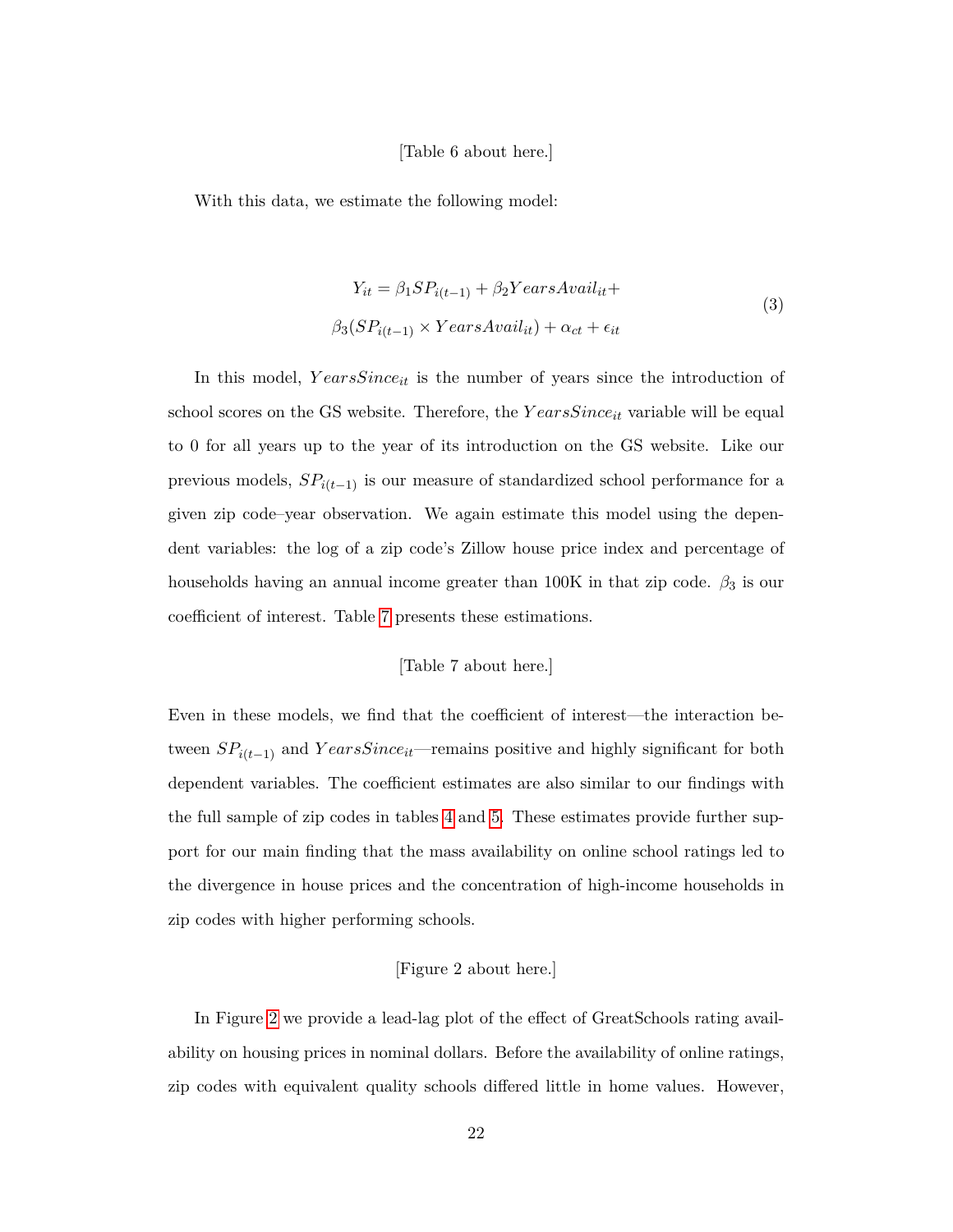[Table 6 about here.]

With this data, we estimate the following model:

$$
\begin{aligned}
Y_{it} = \beta_1 SP_{i(t-1)} + \beta_2 YearsAvail_{it} + \\
\beta_3 (SP_{i(t-1)} \times YearsAvail_{it}) + \alpha_{ct} + \epsilon_{it}
\end{aligned} \tag{3}
$$

In this model, $YearsSince_{it}$ is the number of years since the introduction of school scores on the GS website. Therefore, the $YearsSince_{it}$ variable will be equal to 0 for all years up to the year of its introduction on the GS website. Like our previous models, $SP_{i(t-1)}$ is our measure of standardized school performance for a given zip code–year observation. We again estimate this model using the dependent variables: the log of a zip code's Zillow house price index and percentage of households having an annual income greater than 100K in that zip code. $\beta_3$ is our coefficient of interest. Table 7 presents these estimations.

[Table 7 about here.]

Even in these models, we find that the coefficient of interest—the interaction between $SP_{i(t-1)}$ and $YearsSince_{it}$—remains positive and highly significant for both dependent variables. The coefficient estimates are also similar to our findings with the full sample of zip codes in tables 4 and 5. These estimates provide further support for our main finding that the mass availability on online school ratings led to the divergence in house prices and the concentration of high-income households in zip codes with higher performing schools.

[Figure 2 about here.]

In Figure 2 we provide a lead-lag plot of the effect of GreatSchools rating availability on housing prices in nominal dollars. Before the availability of online ratings, zip codes with equivalent quality schools differed little in home values. However,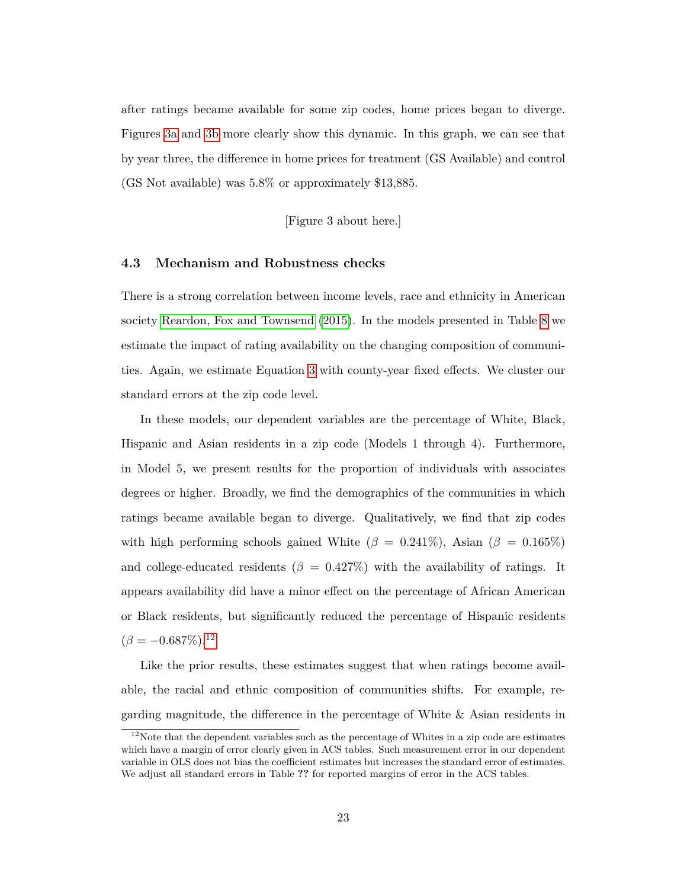after ratings became available for some zip codes, home prices began to diverge. Figures 3a and 3b more clearly show this dynamic. In this graph, we can see that by year three, the difference in home prices for treatment (GS Available) and control (GS Not available) was 5.8% or approximately $13,885.

[Figure 3 about here.]

### 4.3 Mechanism and Robustness checks

There is a strong correlation between income levels, race and ethnicity in American society Reardon, Fox and Townsend (2015). In the models presented in Table 8 we estimate the impact of rating availability on the changing composition of communities. Again, we estimate Equation 3 with county-year fixed effects. We cluster our standard errors at the zip code level.

In these models, our dependent variables are the percentage of White, Black, Hispanic and Asian residents in a zip code (Models 1 through 4). Furthermore, in Model 5, we present results for the proportion of individuals with associates degrees or higher. Broadly, we find the demographics of the communities in which ratings became available began to diverge. Qualitatively, we find that zip codes with high performing schools gained White ($\beta = 0.241\%$), Asian ($\beta = 0.165\%$) and college-educated residents ($\beta = 0.427\%$) with the availability of ratings. It appears availability did have a minor effect on the percentage of African American or Black residents, but significantly reduced the percentage of Hispanic residents ($\beta = -0.687\%$).[12]

Like the prior results, these estimates suggest that when ratings become available, the racial and ethnic composition of communities shifts. For example, regarding magnitude, the difference in the percentage of White & Asian residents in

[12] Note that the dependent variables such as the percentage of Whites in a zip code are estimates which have a margin of error clearly given in ACS tables. Such measurement error in our dependent variable in OLS does not bias the coefficient estimates but increases the standard error of estimates. We adjust all standard errors in Table ?? for reported margins of error in the ACS tables.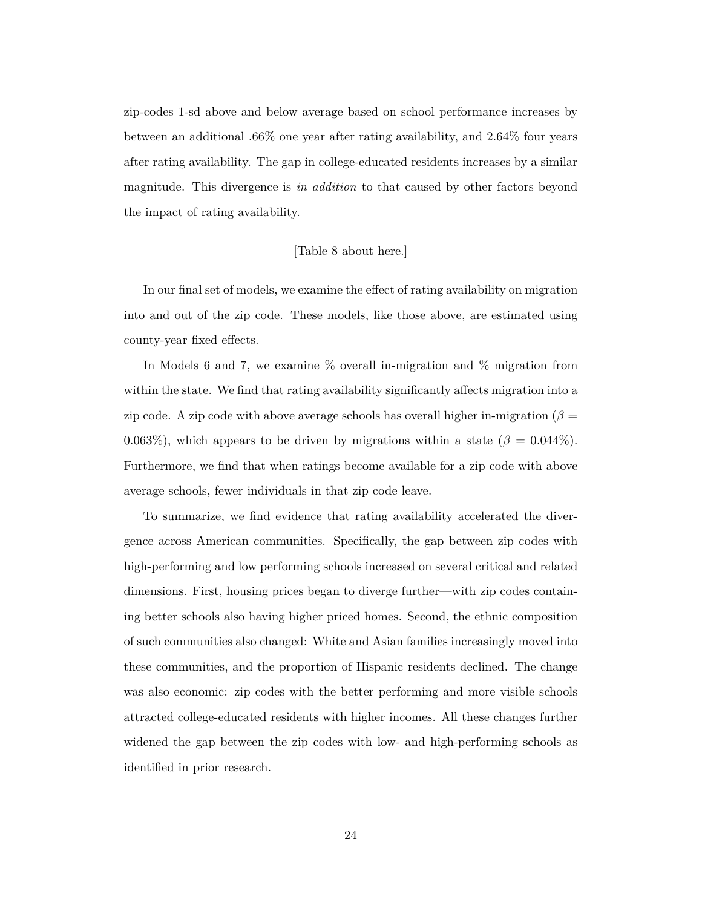zip-codes 1-sd above and below average based on school performance increases by between an additional .66% one year after rating availability, and 2.64% four years after rating availability. The gap in college-educated residents increases by a similar magnitude. This divergence is *in addition* to that caused by other factors beyond the impact of rating availability.

[Table 8 about here.]

In our final set of models, we examine the effect of rating availability on migration into and out of the zip code. These models, like those above, are estimated using county-year fixed effects.

In Models 6 and 7, we examine % overall in-migration and % migration from within the state. We find that rating availability significantly affects migration into a zip code. A zip code with above average schools has overall higher in-migration ($\beta =$ 0.063%), which appears to be driven by migrations within a state ($\beta$ = 0.044%). Furthermore, we find that when ratings become available for a zip code with above average schools, fewer individuals in that zip code leave.

To summarize, we find evidence that rating availability accelerated the divergence across American communities. Specifically, the gap between zip codes with high-performing and low performing schools increased on several critical and related dimensions. First, housing prices began to diverge further—with zip codes containing better schools also having higher priced homes. Second, the ethnic composition of such communities also changed: White and Asian families increasingly moved into these communities, and the proportion of Hispanic residents declined. The change was also economic: zip codes with the better performing and more visible schools attracted college-educated residents with higher incomes. All these changes further widened the gap between the zip codes with low- and high-performing schools as identified in prior research.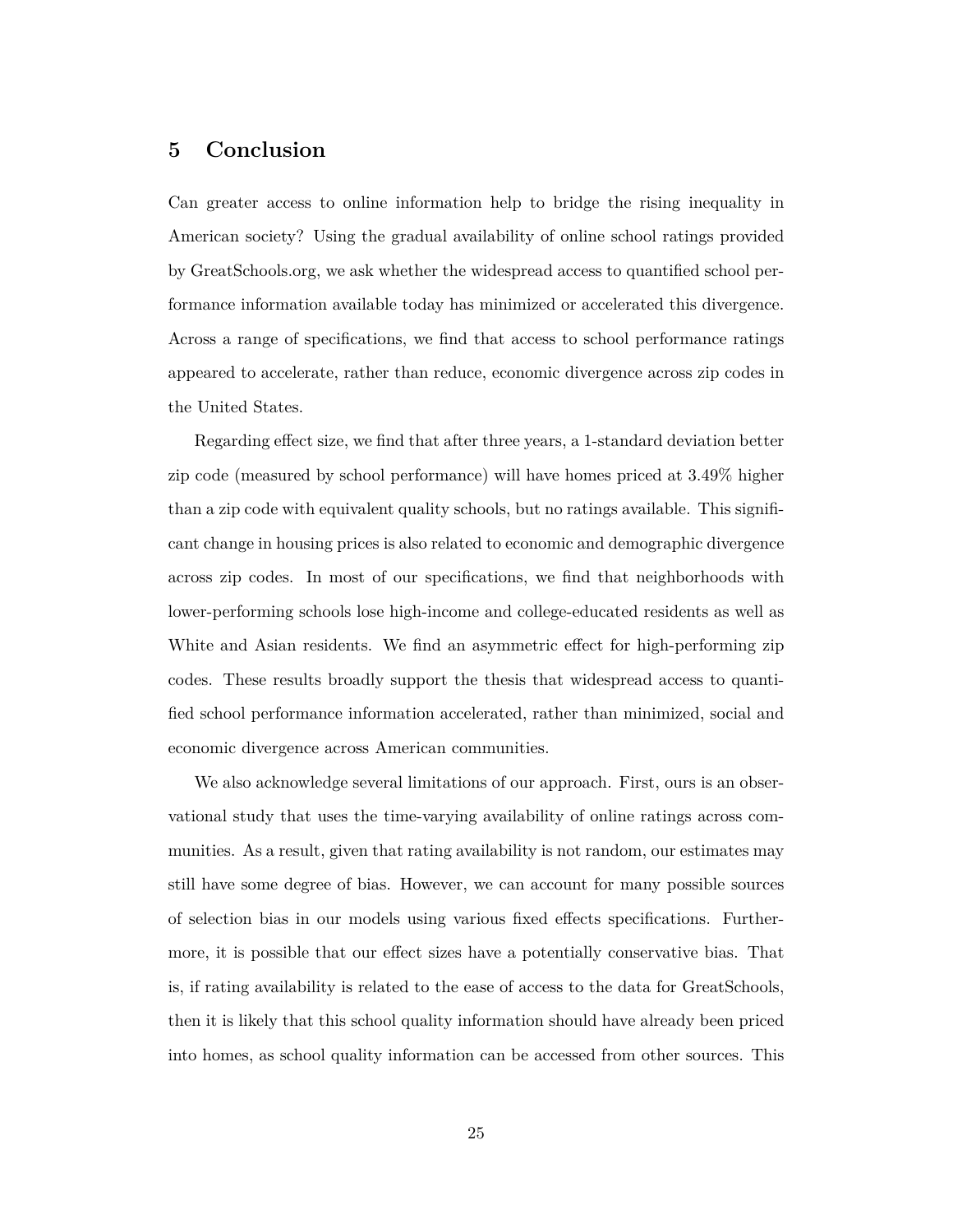## 5 Conclusion

Can greater access to online information help to bridge the rising inequality in American society? Using the gradual availability of online school ratings provided by GreatSchools.org, we ask whether the widespread access to quantified school performance information available today has minimized or accelerated this divergence. Across a range of specifications, we find that access to school performance ratings appeared to accelerate, rather than reduce, economic divergence across zip codes in the United States.

Regarding effect size, we find that after three years, a 1-standard deviation better zip code (measured by school performance) will have homes priced at 3.49% higher than a zip code with equivalent quality schools, but no ratings available. This significant change in housing prices is also related to economic and demographic divergence across zip codes. In most of our specifications, we find that neighborhoods with lower-performing schools lose high-income and college-educated residents as well as White and Asian residents. We find an asymmetric effect for high-performing zip codes. These results broadly support the thesis that widespread access to quantified school performance information accelerated, rather than minimized, social and economic divergence across American communities.

We also acknowledge several limitations of our approach. First, ours is an observational study that uses the time-varying availability of online ratings across communities. As a result, given that rating availability is not random, our estimates may still have some degree of bias. However, we can account for many possible sources of selection bias in our models using various fixed effects specifications. Furthermore, it is possible that our effect sizes have a potentially conservative bias. That is, if rating availability is related to the ease of access to the data for GreatSchools, then it is likely that this school quality information should have already been priced into homes, as school quality information can be accessed from other sources. This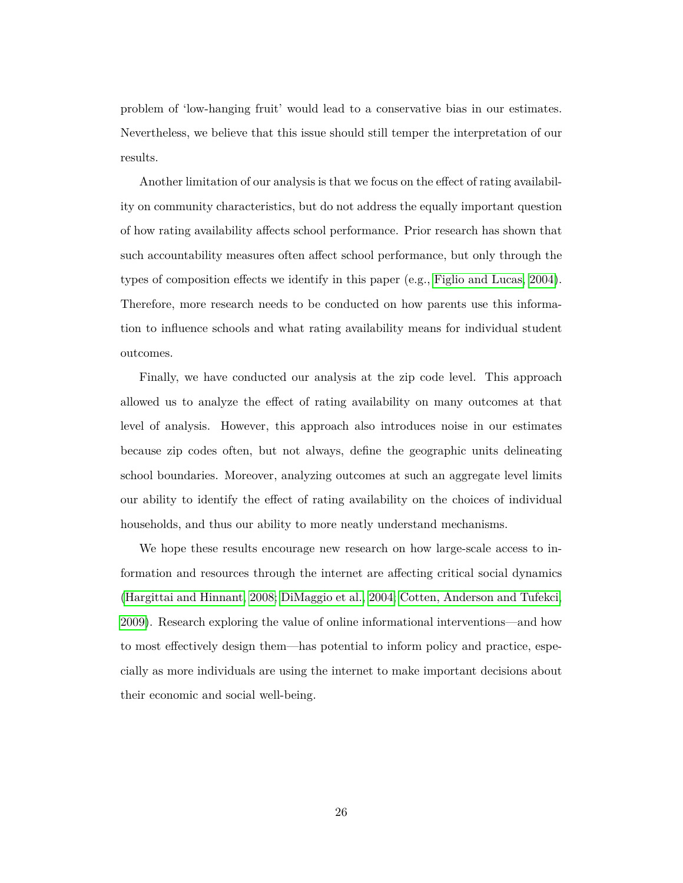problem of 'low-hanging fruit' would lead to a conservative bias in our estimates. Nevertheless, we believe that this issue should still temper the interpretation of our results.

Another limitation of our analysis is that we focus on the effect of rating availability on community characteristics, but do not address the equally important question of how rating availability affects school performance. Prior research has shown that such accountability measures often affect school performance, but only through the types of composition effects we identify in this paper (e.g., Figlio and Lucas, 2004). Therefore, more research needs to be conducted on how parents use this information to influence schools and what rating availability means for individual student outcomes.

Finally, we have conducted our analysis at the zip code level. This approach allowed us to analyze the effect of rating availability on many outcomes at that level of analysis. However, this approach also introduces noise in our estimates because zip codes often, but not always, define the geographic units delineating school boundaries. Moreover, analyzing outcomes at such an aggregate level limits our ability to identify the effect of rating availability on the choices of individual households, and thus our ability to more neatly understand mechanisms.

We hope these results encourage new research on how large-scale access to information and resources through the internet are affecting critical social dynamics (Hargittai and Hinnant, 2008; DiMaggio et al., 2004; Cotten, Anderson and Tufekci, 2009). Research exploring the value of online informational interventions—and how to most effectively design them—has potential to inform policy and practice, especially as more individuals are using the internet to make important decisions about their economic and social well-being.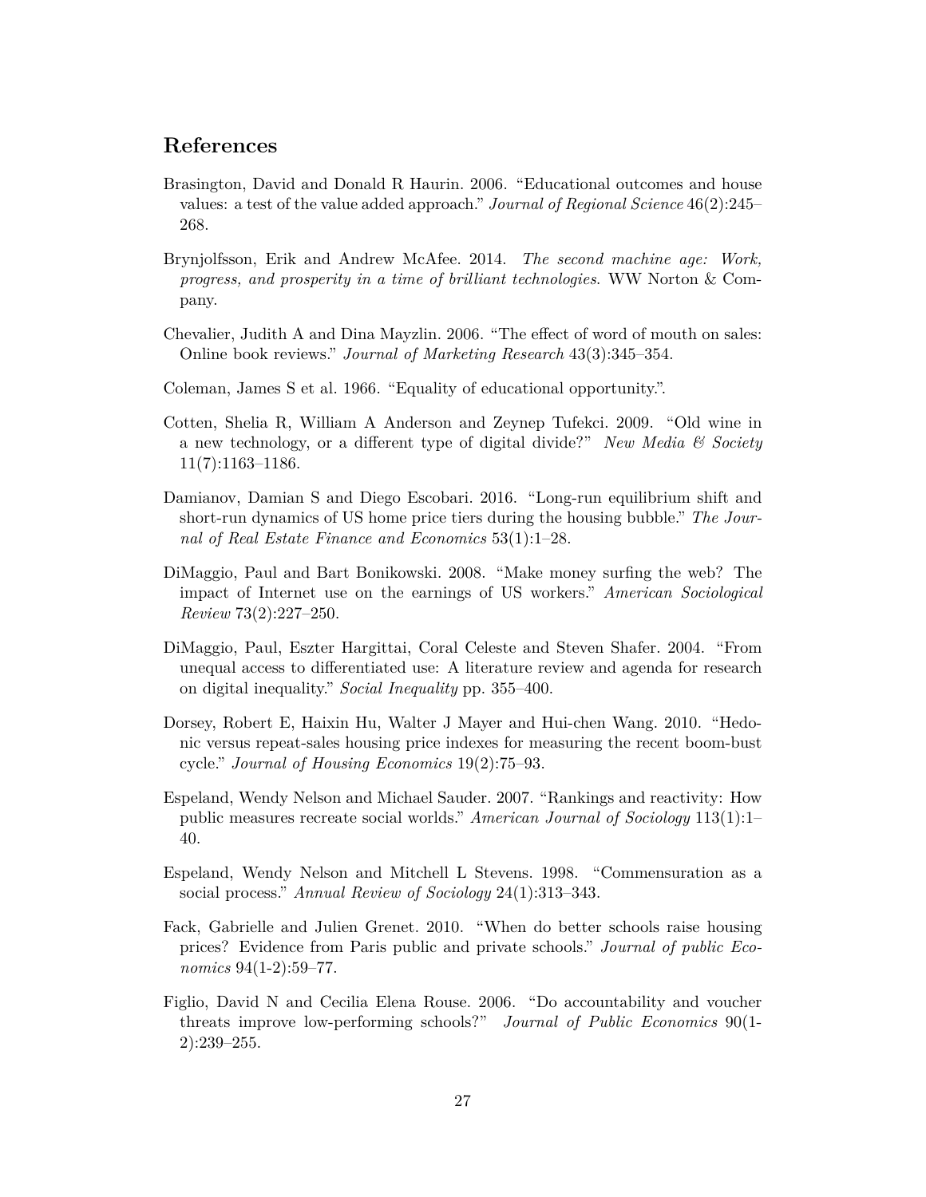## References

Brasington, David and Donald R Haurin. 2006. "Educational outcomes and house values: a test of the value added approach." *Journal of Regional Science* 46(2):245–268.

Brynjolfsson, Erik and Andrew McAfee. 2014. *The second machine age: Work, progress, and prosperity in a time of brilliant technologies*. WW Norton & Company.

Chevalier, Judith A and Dina Mayzlin. 2006. "The effect of word of mouth on sales: Online book reviews." *Journal of Marketing Research* 43(3):345–354.

Coleman, James S et al. 1966. "Equality of educational opportunity.".

Cotten, Shelia R, William A Anderson and Zeynep Tufekci. 2009. "Old wine in a new technology, or a different type of digital divide?" *New Media & Society* 11(7):1163–1186.

Damianov, Damian S and Diego Escobari. 2016. "Long-run equilibrium shift and short-run dynamics of US home price tiers during the housing bubble." *The Journal of Real Estate Finance and Economics* 53(1):1–28.

DiMaggio, Paul and Bart Bonikowski. 2008. "Make money surfing the web? The impact of Internet use on the earnings of US workers." *American Sociological Review* 73(2):227–250.

DiMaggio, Paul, Eszter Hargittai, Coral Celeste and Steven Shafer. 2004. "From unequal access to differentiated use: A literature review and agenda for research on digital inequality." *Social Inequality* pp. 355–400.

Dorsey, Robert E, Haixin Hu, Walter J Mayer and Hui-chen Wang. 2010. "Hedonic versus repeat-sales housing price indexes for measuring the recent boom-bust cycle." *Journal of Housing Economics* 19(2):75–93.

Espeland, Wendy Nelson and Michael Sauder. 2007. "Rankings and reactivity: How public measures recreate social worlds." *American Journal of Sociology* 113(1):1–40.

Espeland, Wendy Nelson and Mitchell L Stevens. 1998. "Commensuration as a social process." *Annual Review of Sociology* 24(1):313–343.

Fack, Gabrielle and Julien Grenet. 2010. "When do better schools raise housing prices? Evidence from Paris public and private schools." *Journal of public Economics* 94(1-2):59–77.

Figlio, David N and Cecilia Elena Rouse. 2006. "Do accountability and voucher threats improve low-performing schools?" *Journal of Public Economics* 90(1-2):239–255.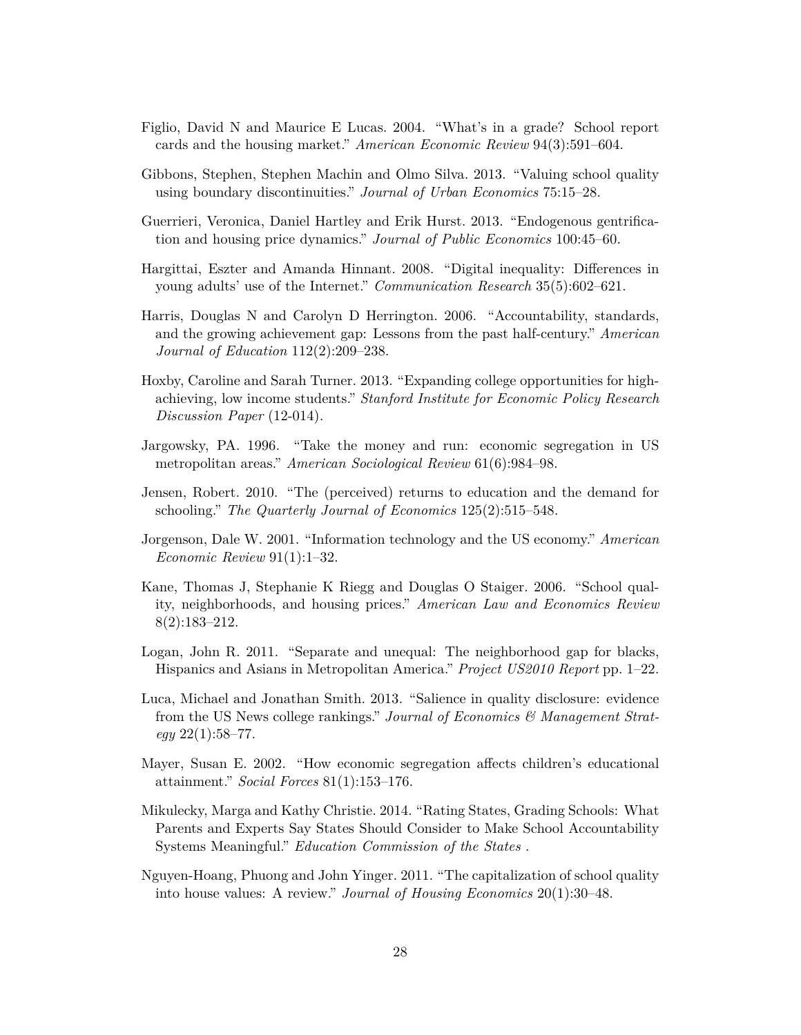Figlio, David N and Maurice E Lucas. 2004. "What's in a grade? School report cards and the housing market." *American Economic Review* 94(3):591–604.

Gibbons, Stephen, Stephen Machin and Olmo Silva. 2013. "Valuing school quality using boundary discontinuities." *Journal of Urban Economics* 75:15–28.

Guerrieri, Veronica, Daniel Hartley and Erik Hurst. 2013. "Endogenous gentrification and housing price dynamics." *Journal of Public Economics* 100:45–60.

Hargittai, Eszter and Amanda Hinnant. 2008. "Digital inequality: Differences in young adults' use of the Internet." *Communication Research* 35(5):602–621.

Harris, Douglas N and Carolyn D Herrington. 2006. "Accountability, standards, and the growing achievement gap: Lessons from the past half-century." *American Journal of Education* 112(2):209–238.

Hoxby, Caroline and Sarah Turner. 2013. "Expanding college opportunities for high-achieving, low income students." *Stanford Institute for Economic Policy Research Discussion Paper* (12-014).

Jargowsky, PA. 1996. "Take the money and run: economic segregation in US metropolitan areas." *American Sociological Review* 61(6):984–98.

Jensen, Robert. 2010. "The (perceived) returns to education and the demand for schooling." *The Quarterly Journal of Economics* 125(2):515–548.

Jorgenson, Dale W. 2001. "Information technology and the US economy." *American Economic Review* 91(1):1–32.

Kane, Thomas J, Stephanie K Riegg and Douglas O Staiger. 2006. "School quality, neighborhoods, and housing prices." *American Law and Economics Review* 8(2):183–212.

Logan, John R. 2011. "Separate and unequal: The neighborhood gap for blacks, Hispanics and Asians in Metropolitan America." *Project US2010 Report* pp. 1–22.

Luca, Michael and Jonathan Smith. 2013. "Salience in quality disclosure: evidence from the US News college rankings." *Journal of Economics & Management Strategy* 22(1):58–77.

Mayer, Susan E. 2002. "How economic segregation affects children's educational attainment." *Social Forces* 81(1):153–176.

Mikulecky, Marga and Kathy Christie. 2014. "Rating States, Grading Schools: What Parents and Experts Say States Should Consider to Make School Accountability Systems Meaningful." *Education Commission of the States* .

Nguyen-Hoang, Phuong and John Yinger. 2011. "The capitalization of school quality into house values: A review." *Journal of Housing Economics* 20(1):30–48.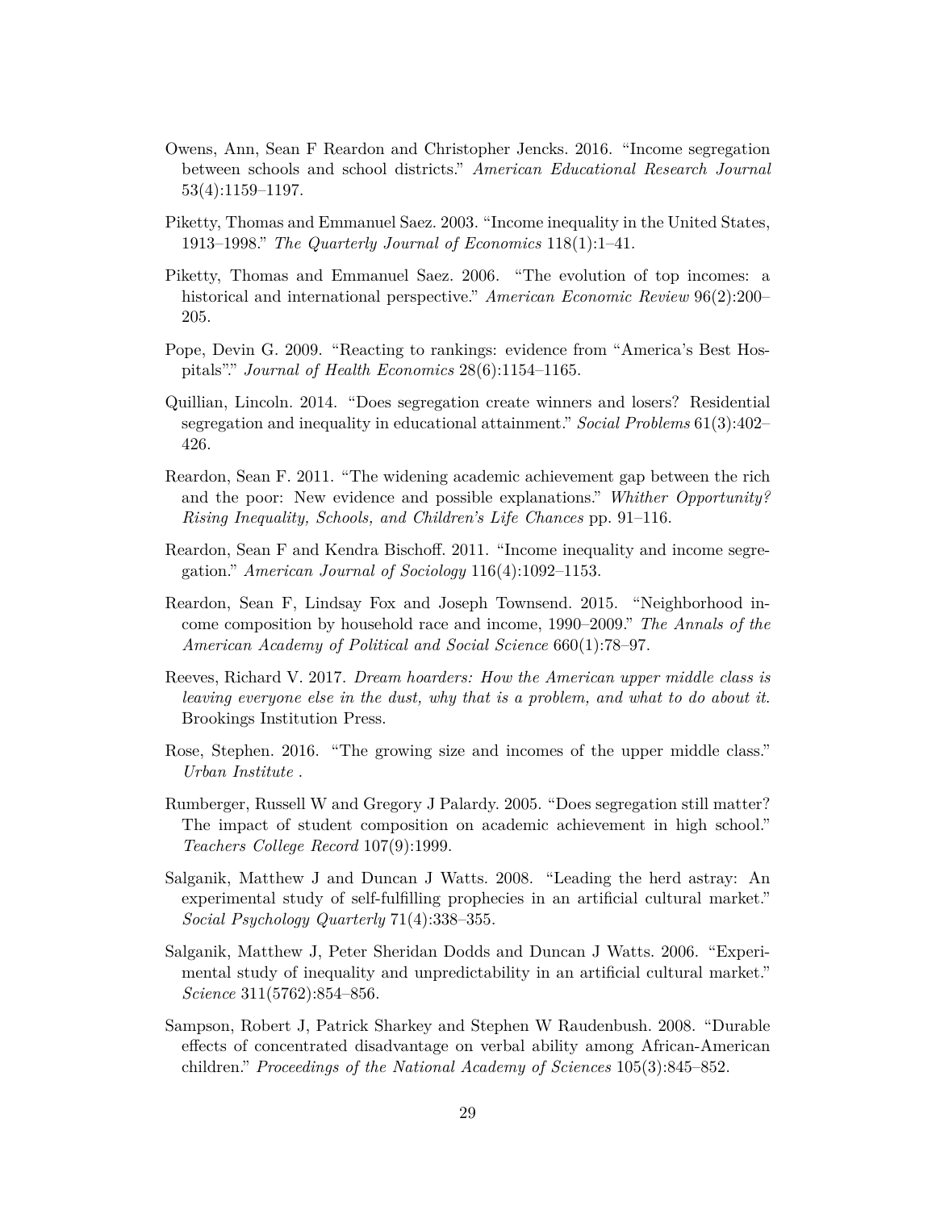Owens, Ann, Sean F Reardon and Christopher Jencks. 2016. "Income segregation between schools and school districts." *American Educational Research Journal* 53(4):1159–1197.

Piketty, Thomas and Emmanuel Saez. 2003. "Income inequality in the United States, 1913–1998." *The Quarterly Journal of Economics* 118(1):1–41.

Piketty, Thomas and Emmanuel Saez. 2006. "The evolution of top incomes: a historical and international perspective." *American Economic Review* 96(2):200–205.

Pope, Devin G. 2009. "Reacting to rankings: evidence from "America's Best Hospitals"." *Journal of Health Economics* 28(6):1154–1165.

Quillian, Lincoln. 2014. "Does segregation create winners and losers? Residential segregation and inequality in educational attainment." *Social Problems* 61(3):402–426.

Reardon, Sean F. 2011. "The widening academic achievement gap between the rich and the poor: New evidence and possible explanations." *Whither Opportunity? Rising Inequality, Schools, and Children's Life Chances* pp. 91–116.

Reardon, Sean F and Kendra Bischoff. 2011. "Income inequality and income segregation." *American Journal of Sociology* 116(4):1092–1153.

Reardon, Sean F, Lindsay Fox and Joseph Townsend. 2015. "Neighborhood income composition by household race and income, 1990–2009." *The Annals of the American Academy of Political and Social Science* 660(1):78–97.

Reeves, Richard V. 2017. *Dream hoarders: How the American upper middle class is leaving everyone else in the dust, why that is a problem, and what to do about it*. Brookings Institution Press.

Rose, Stephen. 2016. "The growing size and incomes of the upper middle class." *Urban Institute* .

Rumberger, Russell W and Gregory J Palardy. 2005. "Does segregation still matter? The impact of student composition on academic achievement in high school." *Teachers College Record* 107(9):1999.

Salganik, Matthew J and Duncan J Watts. 2008. "Leading the herd astray: An experimental study of self-fulfilling prophecies in an artificial cultural market." *Social Psychology Quarterly* 71(4):338–355.

Salganik, Matthew J, Peter Sheridan Dodds and Duncan J Watts. 2006. "Experimental study of inequality and unpredictability in an artificial cultural market." *Science* 311(5762):854–856.

Sampson, Robert J, Patrick Sharkey and Stephen W Raudenbush. 2008. "Durable effects of concentrated disadvantage on verbal ability among African-American children." *Proceedings of the National Academy of Sciences* 105(3):845–852.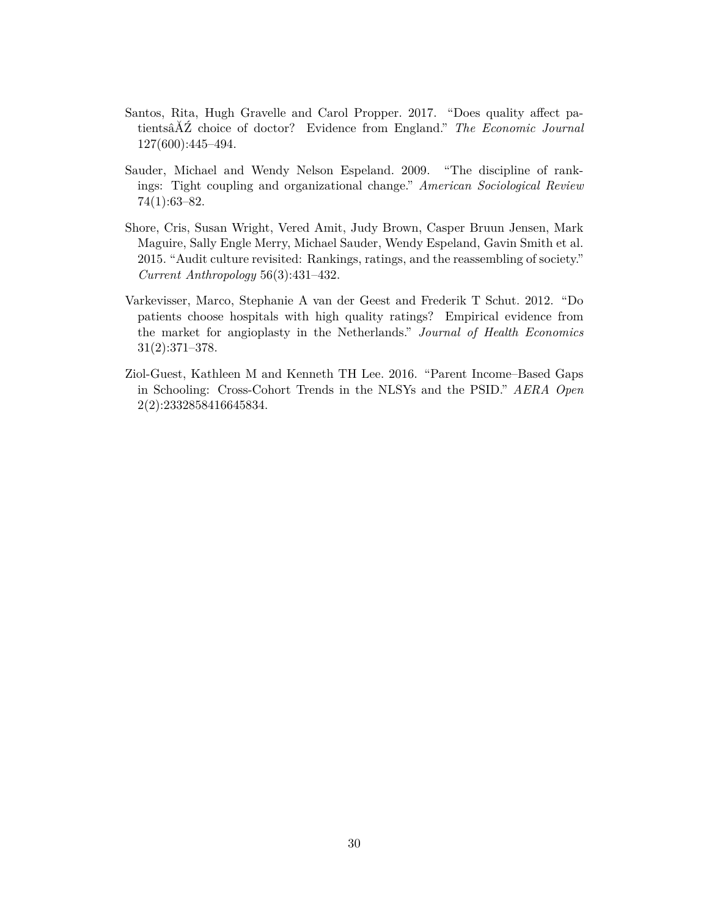Santos, Rita, Hugh Gravelle and Carol Propper. 2017. "Does quality affect patientsâĂŹ choice of doctor? Evidence from England." *The Economic Journal* 127(600):445–494.

Sauder, Michael and Wendy Nelson Espeland. 2009. "The discipline of rankings: Tight coupling and organizational change." *American Sociological Review* 74(1):63–82.

Shore, Cris, Susan Wright, Vered Amit, Judy Brown, Casper Bruun Jensen, Mark Maguire, Sally Engle Merry, Michael Sauder, Wendy Espeland, Gavin Smith et al. 2015. "Audit culture revisited: Rankings, ratings, and the reassembling of society." *Current Anthropology* 56(3):431–432.

Varkevisser, Marco, Stephanie A van der Geest and Frederik T Schut. 2012. "Do patients choose hospitals with high quality ratings? Empirical evidence from the market for angioplasty in the Netherlands." *Journal of Health Economics* 31(2):371–378.

Ziol-Guest, Kathleen M and Kenneth TH Lee. 2016. "Parent Income–Based Gaps in Schooling: Cross-Cohort Trends in the NLSYs and the PSID." *AERA Open* 2(2):2332858416645834.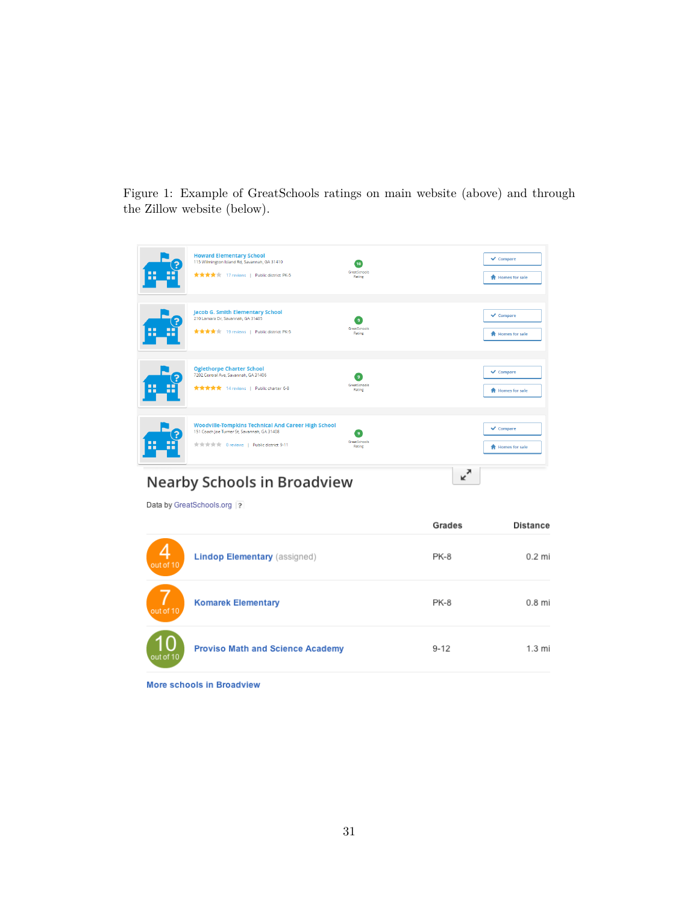Figure 1: Example of GreatSchools ratings on main website (above) and through the Zillow website (below).

Howard Elementary School
115 Wilmington Island Rd, Savannah, GA 31410
17 reviews | Public district PK-5
10 GreatSchools Rating
Compare
Homes for sale

Jacob G. Smith Elementary School
210 Lamara Dr, Savannah, GA 31405
19 reviews | Public district PK-5
9 GreatSchools Rating
Compare
Homes for sale

Oglethorpe Charter School
7202 Central Ave, Savannah, GA 31406
14 reviews | Public charter 6-8
9 GreatSchools Rating
Compare
Homes for sale

Woodville-Tompkins Technical And Career High School
151 Coach Joe Turner St, Savannah, GA 31408
0 reviews | Public district 9-11
9 GreatSchools Rating
Compare
Homes for sale

## Nearby Schools in Broadview

Data by GreatSchools.org ?

| Rating | School | Grades | Distance |
|---|---|---|---|
| 4 out of 10 | Lindop Elementary (assigned) | PK-8 | 0.2 mi |
| 7 out of 10 | Komarek Elementary | PK-8 | 0.8 mi |
| 10 out of 10 | Proviso Math and Science Academy | 9-12 | 1.3 mi |

More schools in Broadview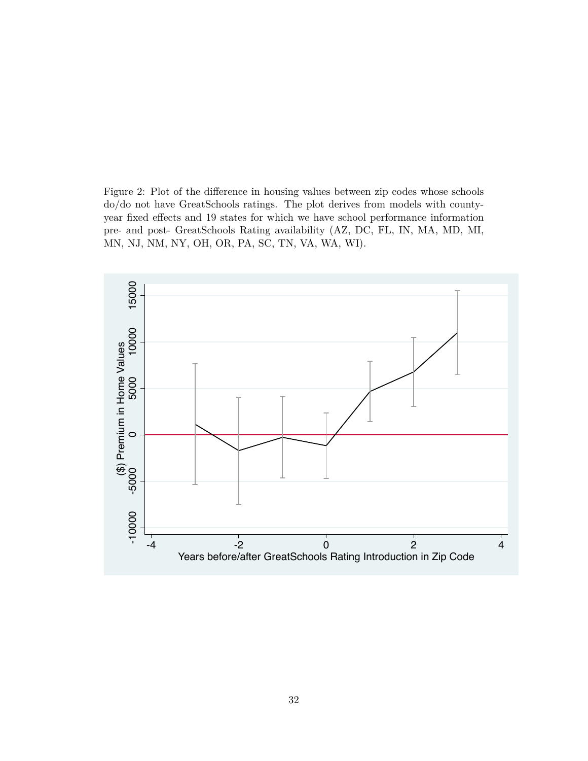Figure 2: Plot of the difference in housing values between zip codes whose schools do/do not have GreatSchools ratings. The plot derives from models with county-year fixed effects and 19 states for which we have school performance information pre- and post- GreatSchools Rating availability (AZ, DC, FL, IN, MA, MD, MI, MN, NJ, NM, NY, OH, OR, PA, SC, TN, VA, WA, WI).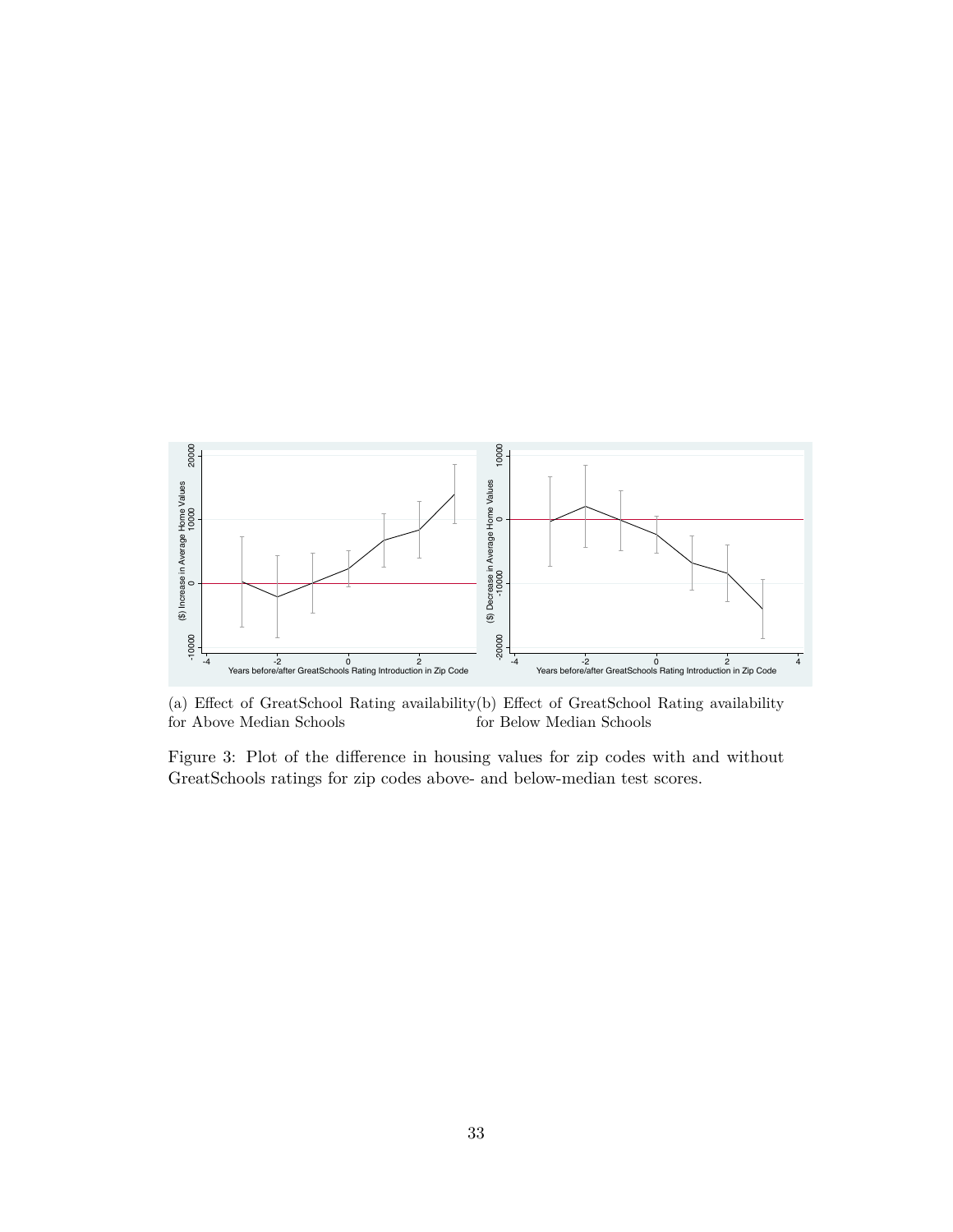(a) Effect of GreatSchool Rating availability for Above Median Schools

(b) Effect of GreatSchool Rating availability for Below Median Schools

Figure 3: Plot of the difference in housing values for zip codes with and without GreatSchools ratings for zip codes above- and below-median test scores.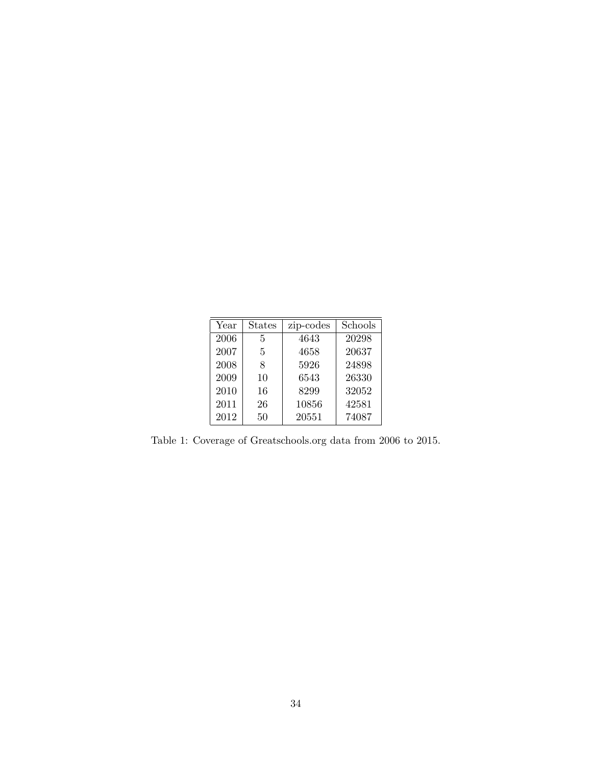| Year | States | zip-codes | Schools |
|---|---|---|---|
| 2006 | 5 | 4643 | 20298 |
| 2007 | 5 | 4658 | 20637 |
| 2008 | 8 | 5926 | 24898 |
| 2009 | 10 | 6543 | 26330 |
| 2010 | 16 | 8299 | 32052 |
| 2011 | 26 | 10856 | 42581 |
| 2012 | 50 | 20551 | 74087 |

Table 1: Coverage of Greatschools.org data from 2006 to 2015.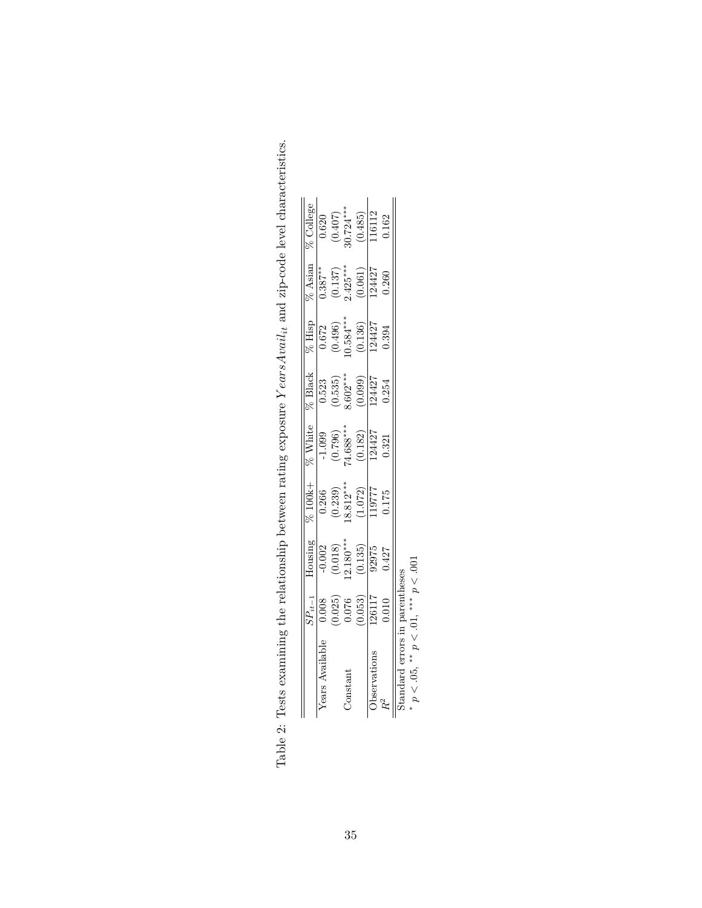Table 2: Tests examining the relationship between rating exposure $YearsAvail_{it}$ and zip-code level characteristics.

| | $SP_{it-1}$ | Housing | % 100k+ | % White | % Black | % Hisp | % Asian | % College |
|---|---|---|---|---|---|---|---|---|
| Years Available | 0.008 | -0.002 | 0.266 | -1.099 | 0.523 | 0.672 | 0.387** | 0.620 |
| | (0.025) | (0.018) | (0.239) | (0.796) | (0.535) | (0.496) | (0.137) | (0.407) |
| Constant | 0.076 | 12.180*** | 18.812*** | 74.688*** | 8.602*** | 10.584*** | 2.425*** | 30.724*** |
| | (0.053) | (0.135) | (1.072) | (0.182) | (0.099) | (0.136) | (0.061) | (0.485) |
| Observations | 126117 | 92975 | 119777 | 124427 | 124427 | 124427 | 124427 | 116112 |
| $R^2$ | 0.010 | 0.427 | 0.175 | 0.321 | 0.254 | 0.394 | 0.260 | 0.162 |

Standard errors in parentheses

* $p < .05$, ** $p < .01$, *** $p < .001$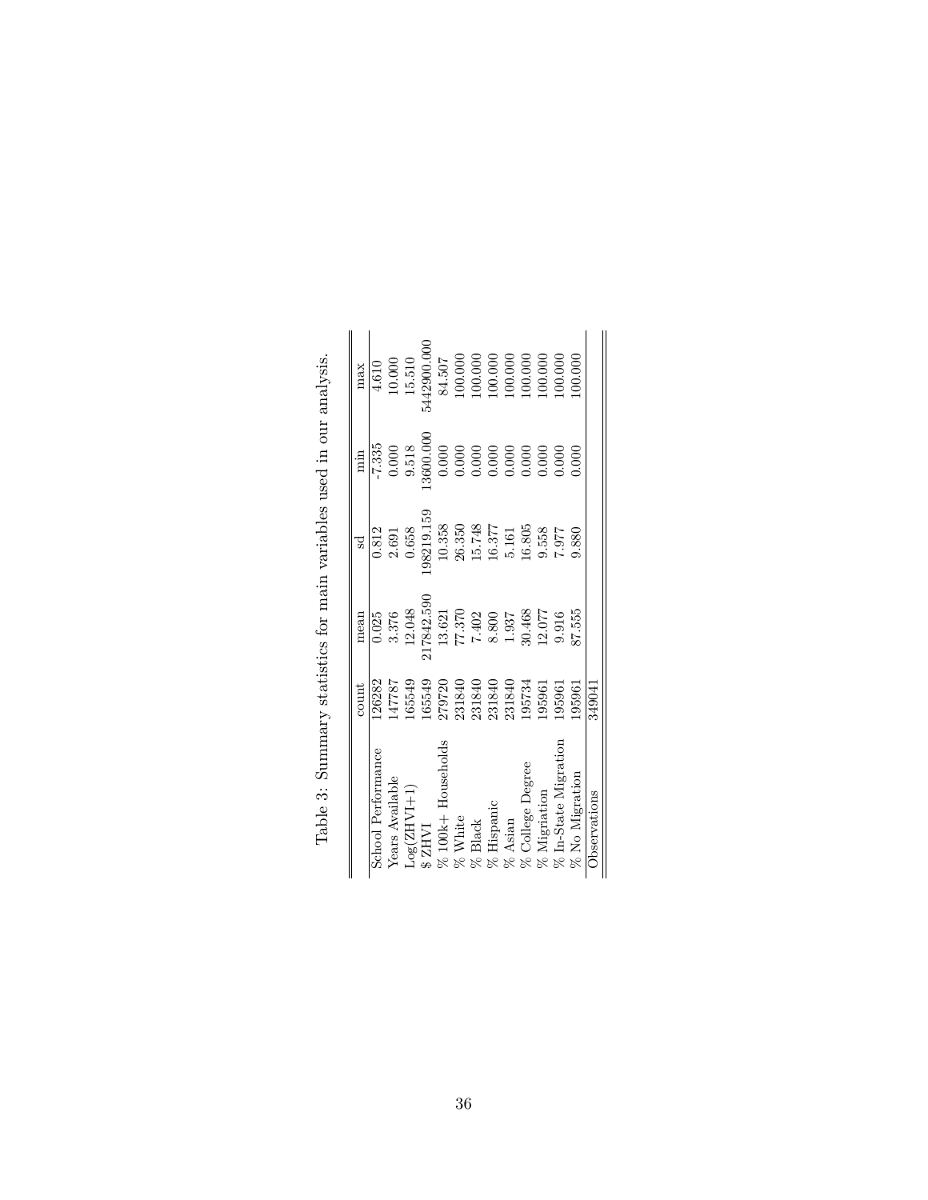Table 3: Summary statistics for main variables used in our analysis.

| | count | mean | sd | min | max |
|---|---|---|---|---|---|
| School Performance | 126282 | 0.025 | 0.812 | -7.335 | 4.610 |
| Years Available | 147787 | 3.376 | 2.691 | 0.000 | 10.000 |
| Log(ZHVI+1) | 165549 | 12.048 | 0.658 | 9.518 | 15.510 |
| $ ZHVI | 165549 | 217842.590 | 198219.159 | 13600.000 | 5442900.000 |
| % 100k+ Households | 279720 | 13.621 | 10.358 | 0.000 | 84.507 |
| % White | 231840 | 77.370 | 26.350 | 0.000 | 100.000 |
| % Black | 231840 | 7.402 | 15.748 | 0.000 | 100.000 |
| % Hispanic | 231840 | 8.800 | 16.377 | 0.000 | 100.000 |
| % Asian | 231840 | 1.937 | 5.161 | 0.000 | 100.000 |
| % College Degree | 195734 | 30.468 | 16.805 | 0.000 | 100.000 |
| % Migriation | 195961 | 12.077 | 9.558 | 0.000 | 100.000 |
| % In-State Migration | 195961 | 9.916 | 7.977 | 0.000 | 100.000 |
| % No Migration | 195961 | 87.555 | 9.880 | 0.000 | 100.000 |
| Observations | 349041 | | | | |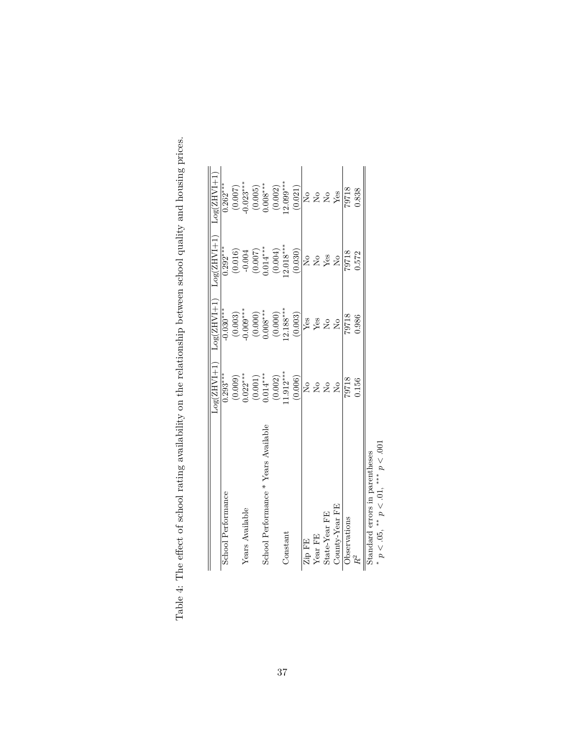Table 4: The effect of school rating availability on the relationship between school quality and housing prices.

| | Log(ZHVI+1) | Log(ZHVI+1) | Log(ZHVI+1) | Log(ZHVI+1) |
|---|---|---|---|---|
| School Performance | 0.293*** | -0.030*** | 0.292*** | 0.262*** |
| | (0.009) | (0.003) | (0.016) | (0.007) |
| Years Available | 0.022*** | -0.009*** | -0.004 | -0.023*** |
| | (0.001) | (0.000) | (0.007) | (0.005) |
| School Performance * Years Available | 0.014*** | 0.008*** | 0.014*** | 0.008*** |
| | (0.002) | (0.000) | (0.004) | (0.002) |
| Constant | 11.912*** | 12.188*** | 12.018*** | 12.099*** |
| | (0.006) | (0.003) | (0.030) | (0.021) |
| Zip FE | No | Yes | No | No |
| Year FE | No | Yes | No | No |
| State-Year FE | No | No | Yes | No |
| County-Year FE | No | No | No | Yes |
| Observations | 79718 | 79718 | 79718 | 79718 |
| $R^2$ | 0.156 | 0.986 | 0.572 | 0.838 |

Standard errors in parentheses

$^{*}$ $p < .05$, $^{**}$ $p < .01$, $^{***}$ $p < .001$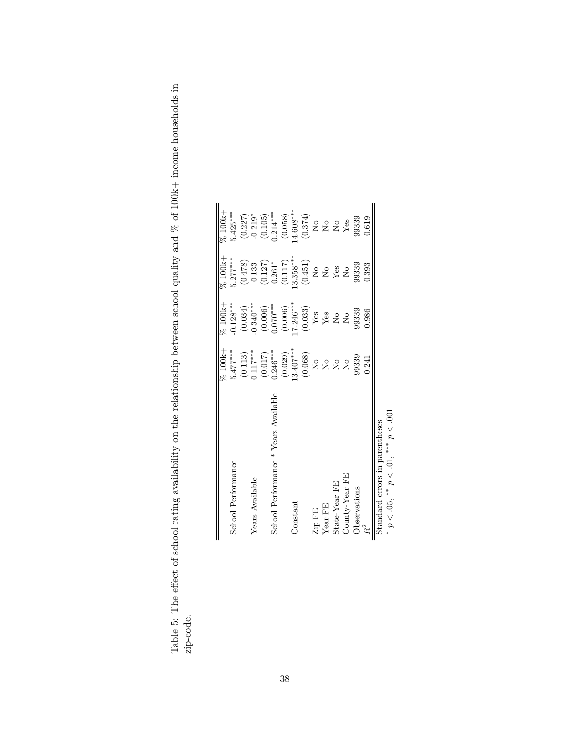Table 5: The effect of school rating availability on the relationship between school quality and % of 100k+ income households in zip-code.

| | % 100k+ | % 100k+ | % 100k+ | % 100k+ |
|---|---|---|---|---|
| School Performance | 5.477*** | -0.128*** | 5.277*** | 5.425*** |
| | (0.113) | (0.034) | (0.478) | (0.227) |
| Years Available | 0.117*** | -0.340*** | 0.133 | -0.219* |
| | (0.017) | (0.006) | (0.127) | (0.105) |
| School Performance * Years Available | 0.246*** | 0.070*** | 0.261* | 0.214*** |
| | (0.029) | (0.006) | (0.117) | (0.058) |
| Constant | 13.407*** | 17.246*** | 13.358*** | 14.608*** |
| | (0.068) | (0.033) | (0.451) | (0.374) |
| Zip FE | No | Yes | No | No |
| Year FE | No | Yes | No | No |
| State-Year FE | No | No | Yes | No |
| County-Year FE | No | No | No | Yes |
| Observations | 99339 | 99339 | 99339 | 99339 |
| $R^2$ | 0.241 | 0.986 | 0.393 | 0.619 |

Standard errors in parentheses

* $p < .05$, ** $p < .01$, *** $p < .001$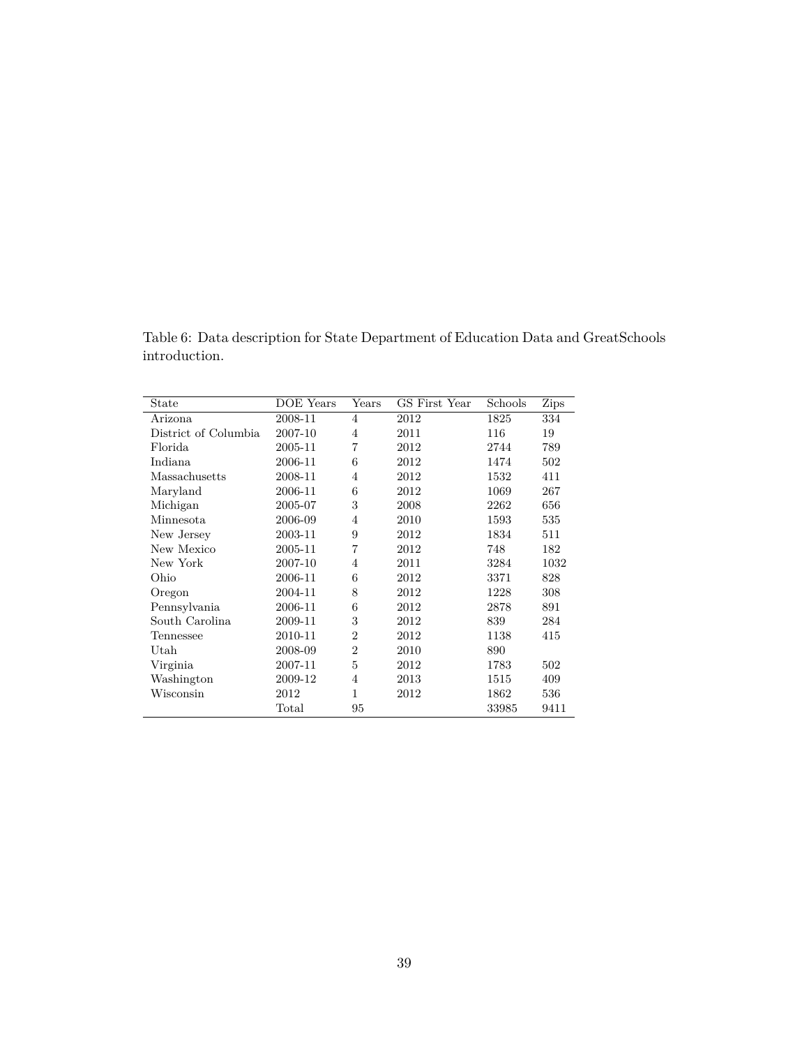Table 6: Data description for State Department of Education Data and GreatSchools introduction.

| State | DOE Years | Years | GS First Year | Schools | Zips |
|---|---|---|---|---|---|
| Arizona | 2008-11 | 4 | 2012 | 1825 | 334 |
| District of Columbia | 2007-10 | 4 | 2011 | 116 | 19 |
| Florida | 2005-11 | 7 | 2012 | 2744 | 789 |
| Indiana | 2006-11 | 6 | 2012 | 1474 | 502 |
| Massachusetts | 2008-11 | 4 | 2012 | 1532 | 411 |
| Maryland | 2006-11 | 6 | 2012 | 1069 | 267 |
| Michigan | 2005-07 | 3 | 2008 | 2262 | 656 |
| Minnesota | 2006-09 | 4 | 2010 | 1593 | 535 |
| New Jersey | 2003-11 | 9 | 2012 | 1834 | 511 |
| New Mexico | 2005-11 | 7 | 2012 | 748 | 182 |
| New York | 2007-10 | 4 | 2011 | 3284 | 1032 |
| Ohio | 2006-11 | 6 | 2012 | 3371 | 828 |
| Oregon | 2004-11 | 8 | 2012 | 1228 | 308 |
| Pennsylvania | 2006-11 | 6 | 2012 | 2878 | 891 |
| South Carolina | 2009-11 | 3 | 2012 | 839 | 284 |
| Tennessee | 2010-11 | 2 | 2012 | 1138 | 415 |
| Utah | 2008-09 | 2 | 2010 | 890 | |
| Virginia | 2007-11 | 5 | 2012 | 1783 | 502 |
| Washington | 2009-12 | 4 | 2013 | 1515 | 409 |
| Wisconsin | 2012 | 1 | 2012 | 1862 | 536 |
| | Total | 95 | | 33985 | 9411 |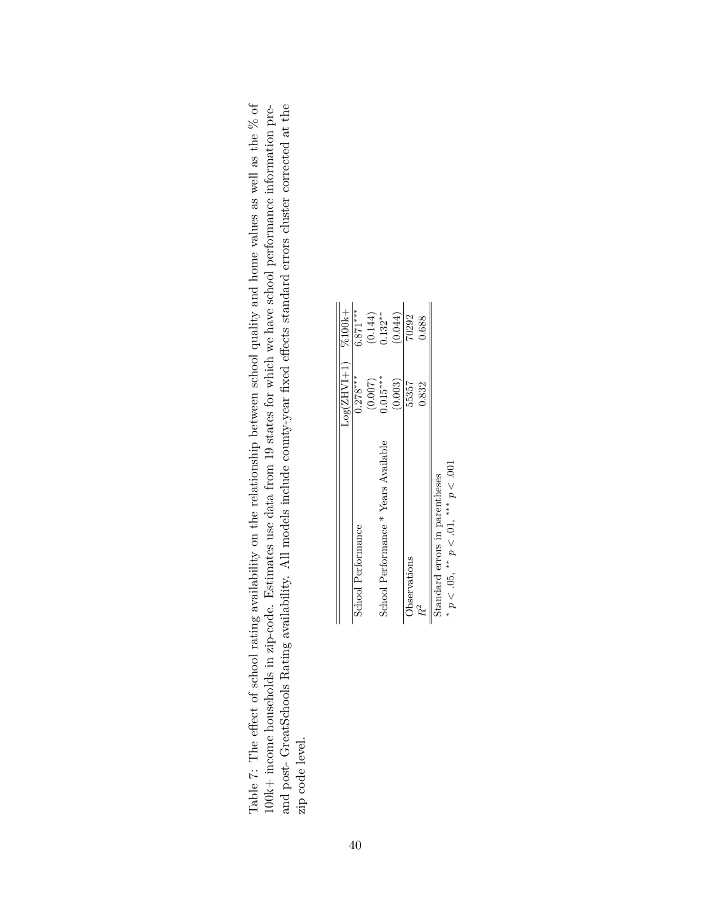Table 7: The effect of school rating availability on the relationship between school quality and home values as well as the % of 100k+ income households in zip-code. Estimates use data from 19 states for which we have school performance information pre- and post- GreatSchools Rating availability. All models include county-year fixed effects standard errors cluster corrected at the zip code level.

| | Log(ZHVI+1) | %100k+ |
|---|---|---|
| School Performance | 0.278*** | 6.871*** |
| | (0.007) | (0.144) |
| School Performance * Years Available | 0.015*** | 0.132** |
| | (0.003) | (0.044) |
| Observations | 55357 | 70292 |
| $R^2$ | 0.832 | 0.688 |

Standard errors in parentheses

* $p < .05$, ** $p < .01$, *** $p < .001$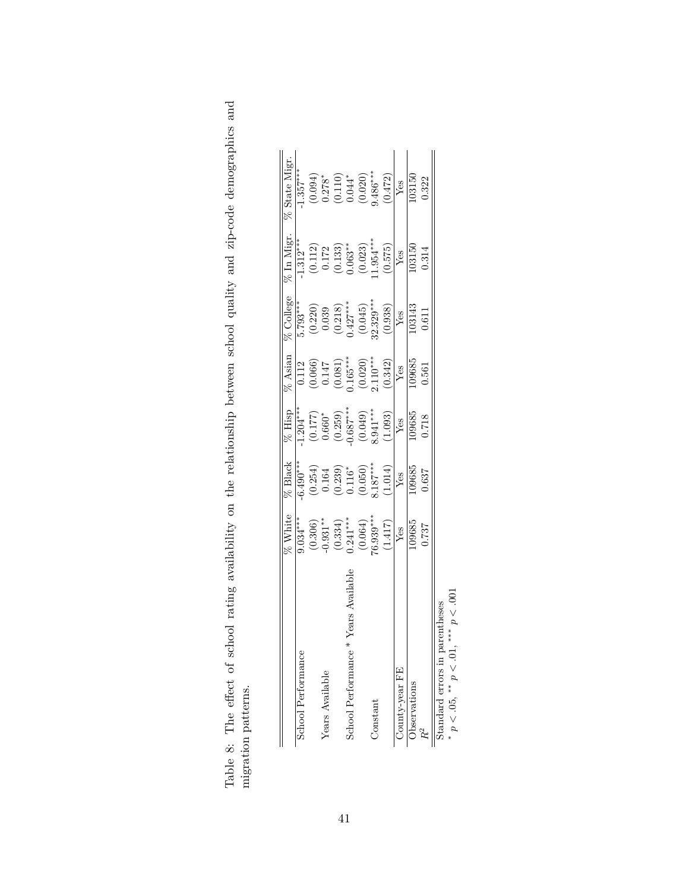Table 8: The effect of school rating availability on the relationship between school quality and zip-code demographics and migration patterns.

| | % White | % Black | % Hisp | % Asian | % College | % In Migr. | % State Migr. |
|---|---|---|---|---|---|---|---|
| School Performance | 9.034*** | -6.490*** | -1.204*** | 0.112 | 5.793*** | -1.312*** | -1.357*** |
| | (0.306) | (0.254) | (0.177) | (0.066) | (0.220) | (0.112) | (0.094) |
| Years Available | -0.931** | 0.164 | 0.660* | 0.147 | 0.039 | 0.172 | 0.278* |
| | (0.334) | (0.239) | (0.259) | (0.081) | (0.218) | (0.133) | (0.110) |
| School Performance * Years Available | 0.241*** | 0.116* | -0.687*** | 0.165*** | 0.427*** | 0.063** | 0.044* |
| | (0.064) | (0.050) | (0.049) | (0.020) | (0.045) | (0.023) | (0.020) |
| Constant | 76.939*** | 8.187*** | 8.941*** | 2.110*** | 32.329*** | 11.954*** | 9.486*** |
| | (1.417) | (1.014) | (1.093) | (0.342) | (0.938) | (0.575) | (0.472) |
| County-year FE | Yes | Yes | Yes | Yes | Yes | Yes | Yes |
| Observations | 109685 | 109685 | 109685 | 109685 | 103143 | 103150 | 103150 |
| $R^2$ | 0.737 | 0.637 | 0.718 | 0.561 | 0.611 | 0.314 | 0.322 |

Standard errors in parentheses
* $p < .05$, ** $p < .01$, *** $p < .001$